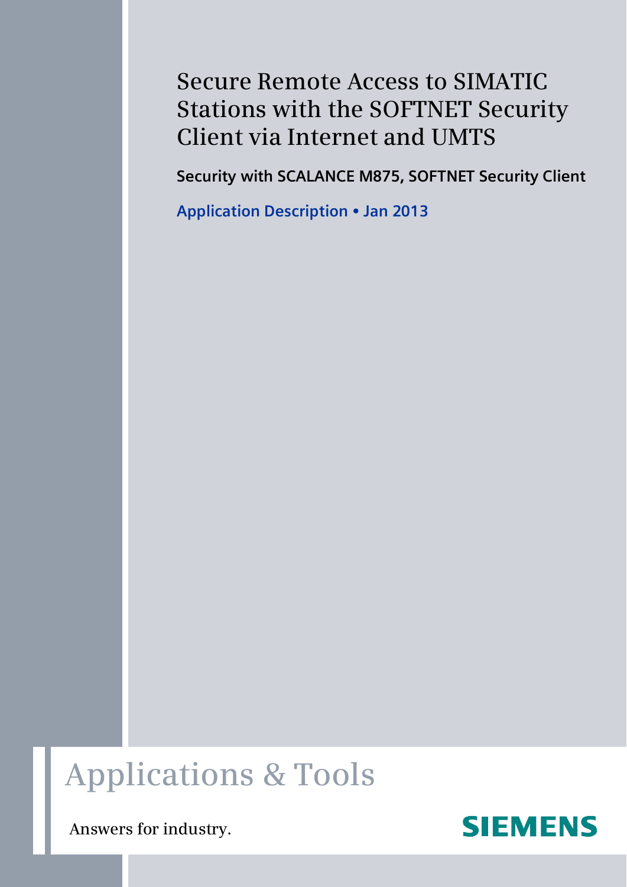# Secure Remote Access to SIMATIC Stations with the SOFTNET Security Client via Internet and UMTS

**Security with SCALANCE M875, SOFTNET Security Client**

**Application Description • Jan 2013**

## Applications & Tools

Answers for industry.

**SIEMENS**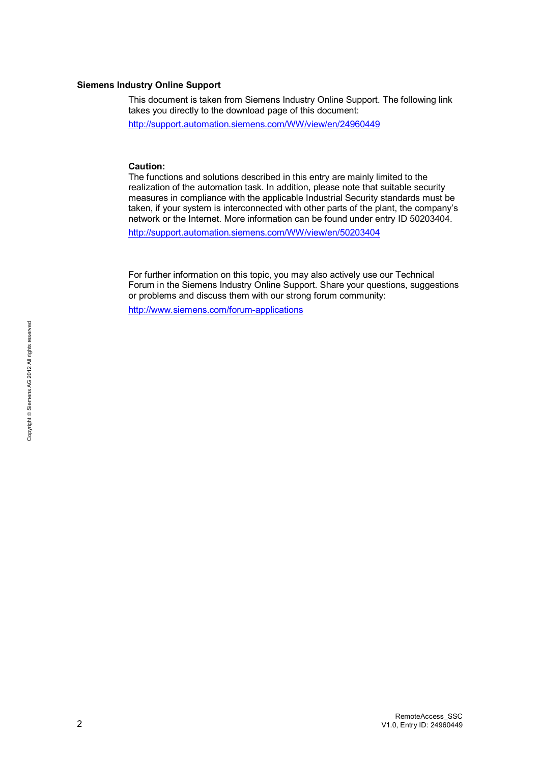**Siemens Industry Online Support**

This document is taken from Siemens Industry Online Support. The following link takes you directly to the download page of this document:

http://support.automation.siemens.com/WW/view/en/24960449

**Caution:**
The functions and solutions described in this entry are mainly limited to the realization of the automation task. In addition, please note that suitable security measures in compliance with the applicable Industrial Security standards must be taken, if your system is interconnected with other parts of the plant, the company's network or the Internet. More information can be found under entry ID 50203404.

http://support.automation.siemens.com/WW/view/en/50203404

For further information on this topic, you may also actively use our Technical Forum in the Siemens Industry Online Support. Share your questions, suggestions or problems and discuss them with our strong forum community:

http://www.siemens.com/forum-applications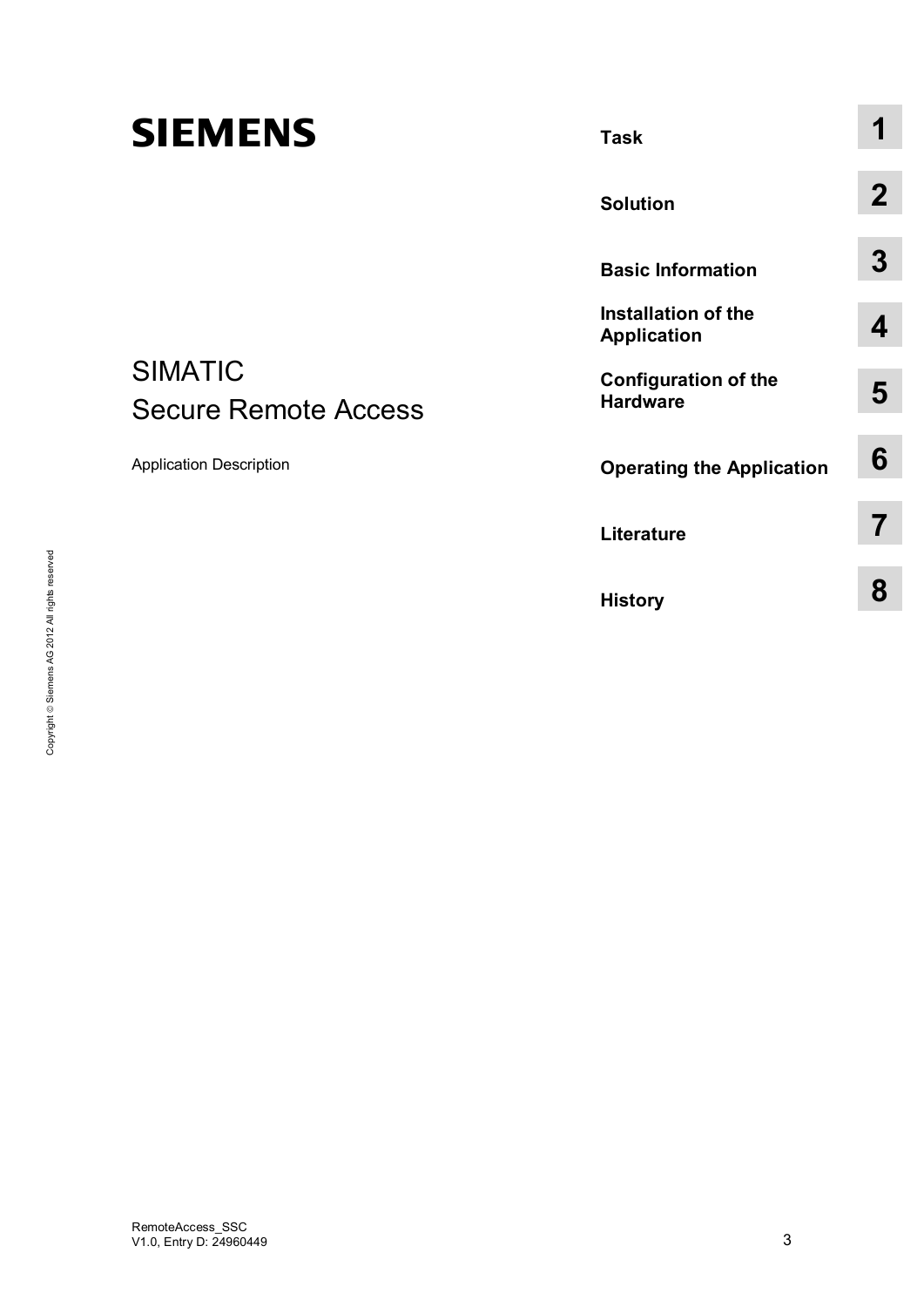**SIEMENS**

# SIMATIC
# Secure Remote Access

Application Description

| | |
|---|---|
| **Task** | **1** |
| **Solution** | **2** |
| **Basic Information** | **3** |
| **Installation of the Application** | **4** |
| **Configuration of the Hardware** | **5** |
| **Operating the Application** | **6** |
| **Literature** | **7** |
| **History** | **8** |

Copyright © Siemens AG 2012 All rights reserved

RemoteAccess_SSC
V1.0, Entry D: 24960449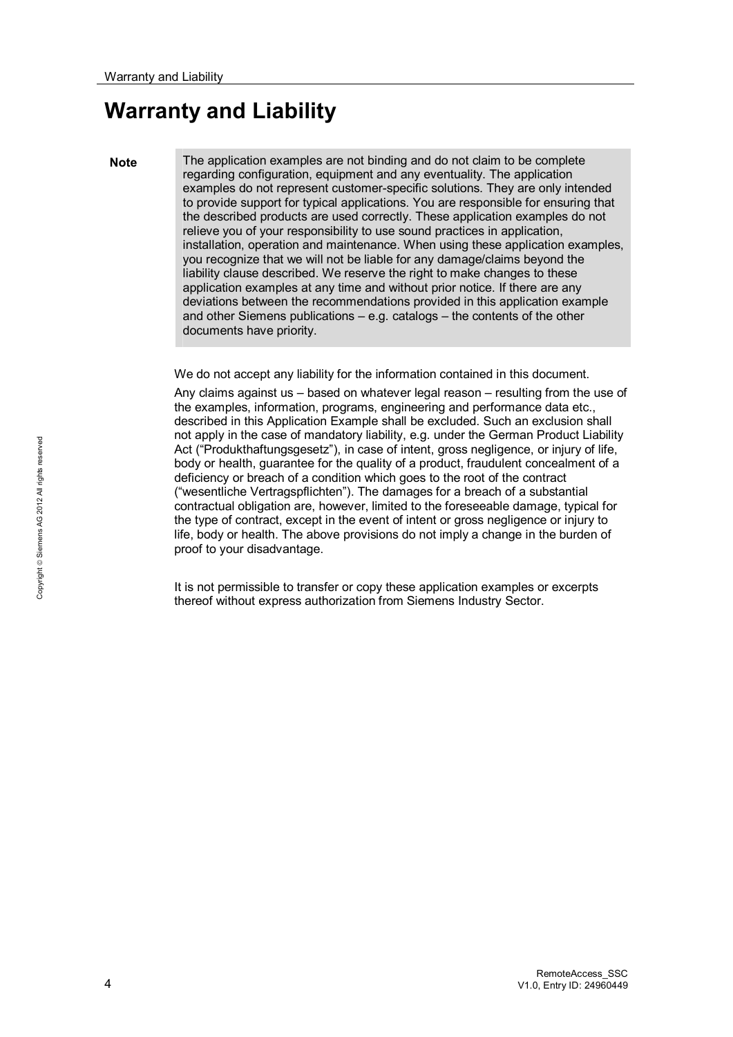# Warranty and Liability

**Note** The application examples are not binding and do not claim to be complete regarding configuration, equipment and any eventuality. The application examples do not represent customer-specific solutions. They are only intended to provide support for typical applications. You are responsible for ensuring that the described products are used correctly. These application examples do not relieve you of your responsibility to use sound practices in application, installation, operation and maintenance. When using these application examples, you recognize that we will not be liable for any damage/claims beyond the liability clause described. We reserve the right to make changes to these application examples at any time and without prior notice. If there are any deviations between the recommendations provided in this application example and other Siemens publications – e.g. catalogs – the contents of the other documents have priority.

We do not accept any liability for the information contained in this document.

Any claims against us – based on whatever legal reason – resulting from the use of the examples, information, programs, engineering and performance data etc., described in this Application Example shall be excluded. Such an exclusion shall not apply in the case of mandatory liability, e.g. under the German Product Liability Act ("Produkthaftungsgesetz"), in case of intent, gross negligence, or injury of life, body or health, guarantee for the quality of a product, fraudulent concealment of a deficiency or breach of a condition which goes to the root of the contract ("wesentliche Vertragspflichten"). The damages for a breach of a substantial contractual obligation are, however, limited to the foreseeable damage, typical for the type of contract, except in the event of intent or gross negligence or injury to life, body or health. The above provisions do not imply a change in the burden of proof to your disadvantage.

It is not permissible to transfer or copy these application examples or excerpts thereof without express authorization from Siemens Industry Sector.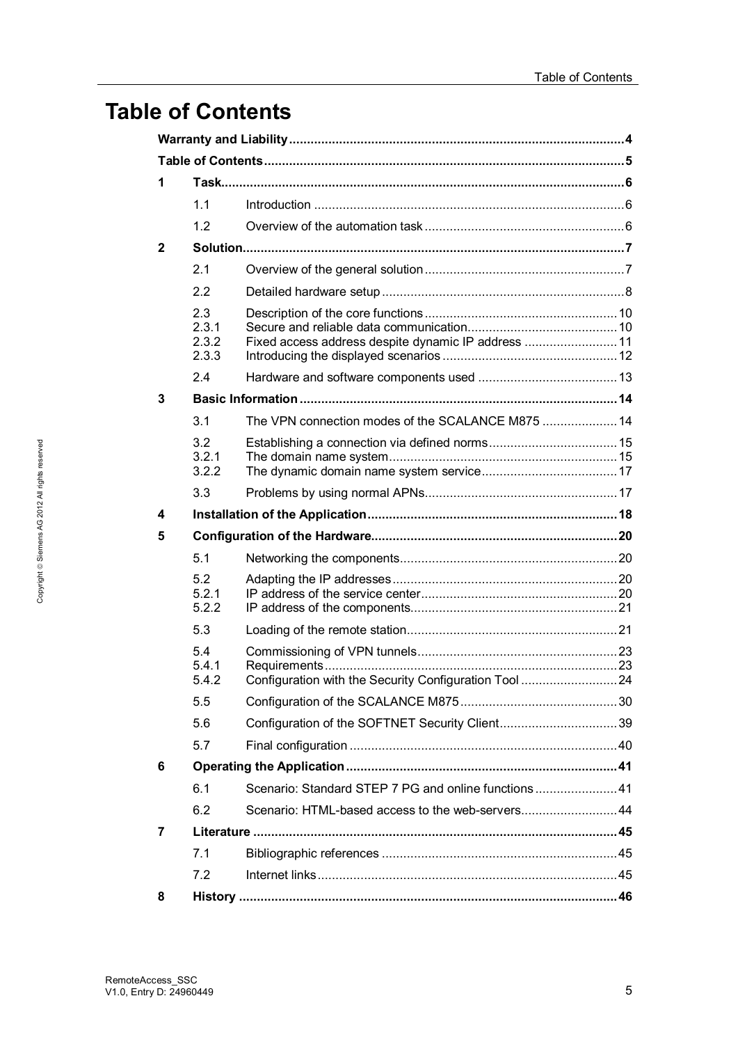# Table of Contents

**Warranty and Liability** ..... **4**

**Table of Contents** ..... **5**

**1 Task** ..... **6**

- 1.1 Introduction ..... 6
- 1.2 Overview of the automation task ..... 6

**2 Solution** ..... **7**

- 2.1 Overview of the general solution ..... 7
- 2.2 Detailed hardware setup ..... 8
- 2.3 Description of the core functions ..... 10
  - 2.3.1 Secure and reliable data communication ..... 10
  - 2.3.2 Fixed access address despite dynamic IP address ..... 11
  - 2.3.3 Introducing the displayed scenarios ..... 12
- 2.4 Hardware and software components used ..... 13

**3 Basic Information** ..... **14**

- 3.1 The VPN connection modes of the SCALANCE M875 ..... 14
- 3.2 Establishing a connection via defined norms ..... 15
  - 3.2.1 The domain name system ..... 15
  - 3.2.2 The dynamic domain name system service ..... 17
- 3.3 Problems by using normal APNs ..... 17

**4 Installation of the Application** ..... **18**

**5 Configuration of the Hardware** ..... **20**

- 5.1 Networking the components ..... 20
- 5.2 Adapting the IP addresses ..... 20
  - 5.2.1 IP address of the service center ..... 20
  - 5.2.2 IP address of the components ..... 21
- 5.3 Loading of the remote station ..... 21
- 5.4 Commissioning of VPN tunnels ..... 23
  - 5.4.1 Requirements ..... 23
  - 5.4.2 Configuration with the Security Configuration Tool ..... 24
- 5.5 Configuration of the SCALANCE M875 ..... 30
- 5.6 Configuration of the SOFTNET Security Client ..... 39
- 5.7 Final configuration ..... 40

**6 Operating the Application** ..... **41**

- 6.1 Scenario: Standard STEP 7 PG and online functions ..... 41
- 6.2 Scenario: HTML-based access to the web-servers ..... 44

**7 Literature** ..... **45**

- 7.1 Bibliographic references ..... 45
- 7.2 Internet links ..... 45

**8 History** ..... **46**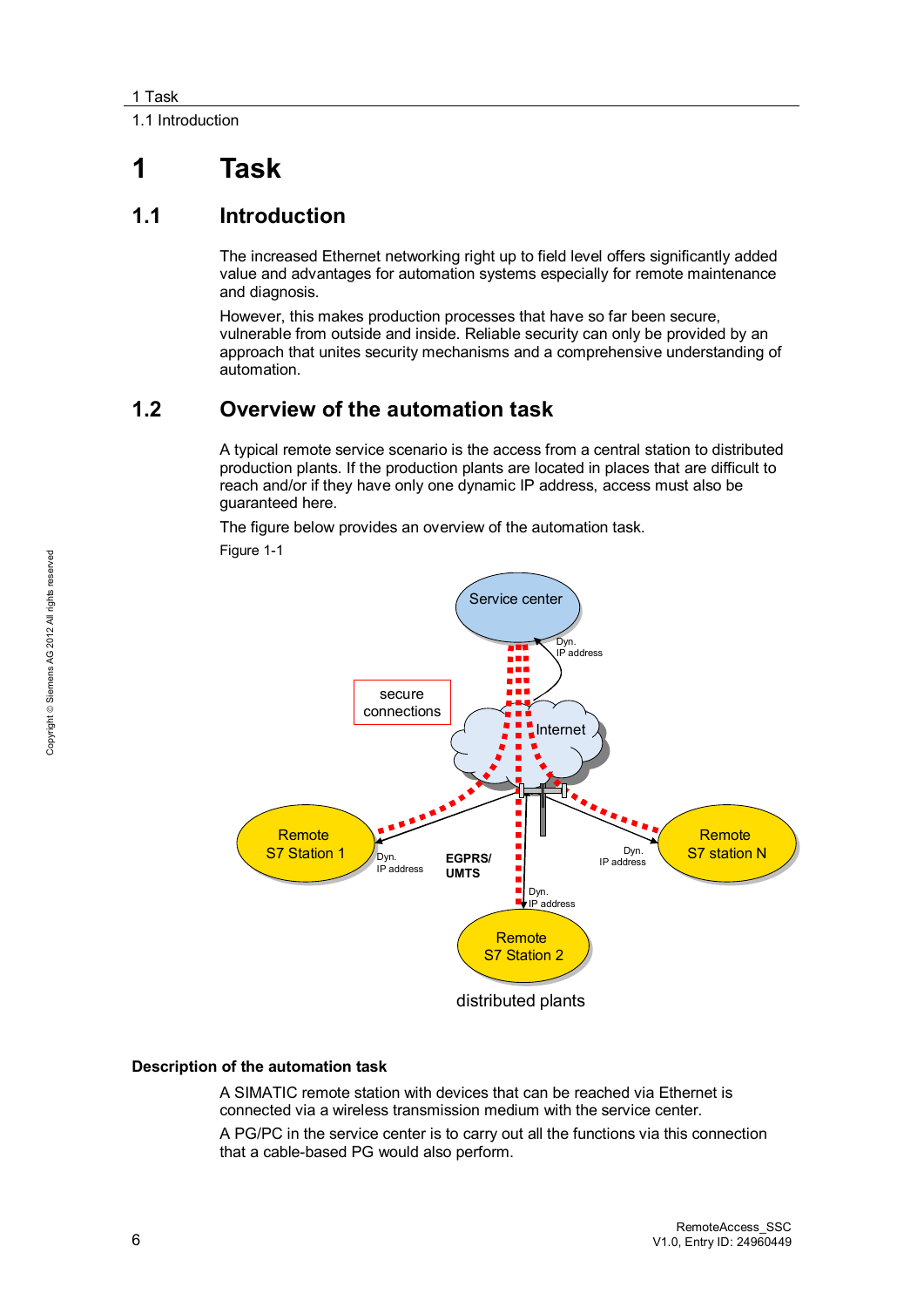# 1 Task

## 1.1 Introduction

The increased Ethernet networking right up to field level offers significantly added value and advantages for automation systems especially for remote maintenance and diagnosis.

However, this makes production processes that have so far been secure, vulnerable from outside and inside. Reliable security can only be provided by an approach that unites security mechanisms and a comprehensive understanding of automation.

## 1.2 Overview of the automation task

A typical remote service scenario is the access from a central station to distributed production plants. If the production plants are located in places that are difficult to reach and/or if they have only one dynamic IP address, access must also be guaranteed here.

The figure below provides an overview of the automation task.

Figure 1-1

Service center

Dyn. IP address

secure connections

Internet

Remote S7 Station 1

Dyn. IP address

EGPRS/ UMTS

Dyn. IP address

Remote S7 station N

Dyn. IP address

Remote S7 Station 2

distributed plants

### Description of the automation task

A SIMATIC remote station with devices that can be reached via Ethernet is connected via a wireless transmission medium with the service center.

A PG/PC in the service center is to carry out all the functions via this connection that a cable-based PG would also perform.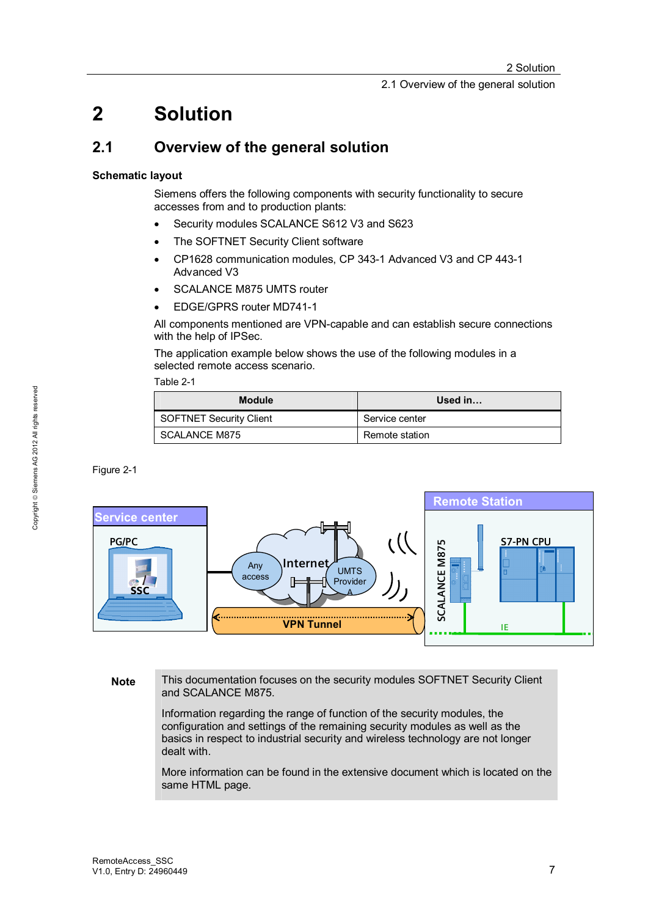# 2 Solution

## 2.1 Overview of the general solution

### Schematic layout

Siemens offers the following components with security functionality to secure accesses from and to production plants:

- Security modules SCALANCE S612 V3 and S623
- The SOFTNET Security Client software
- CP1628 communication modules, CP 343-1 Advanced V3 and CP 443-1 Advanced V3
- SCALANCE M875 UMTS router
- EDGE/GPRS router MD741-1

All components mentioned are VPN-capable and can establish secure connections with the help of IPSec.

The application example below shows the use of the following modules in a selected remote access scenario.

Table 2-1

| Module | Used in… |
|---|---|
| SOFTNET Security Client | Service center |
| SCALANCE M875 | Remote station |

Figure 2-1

Service center
PG/PC
SSC
Any access
Internet
UMTS Provider A
VPN Tunnel
Remote Station
SCALANCE M875
S7-PN CPU
IE

**Note**

This documentation focuses on the security modules SOFTNET Security Client and SCALANCE M875.

Information regarding the range of function of the security modules, the configuration and settings of the remaining security modules as well as the basics in respect to industrial security and wireless technology are not longer dealt with.

More information can be found in the extensive document which is located on the same HTML page.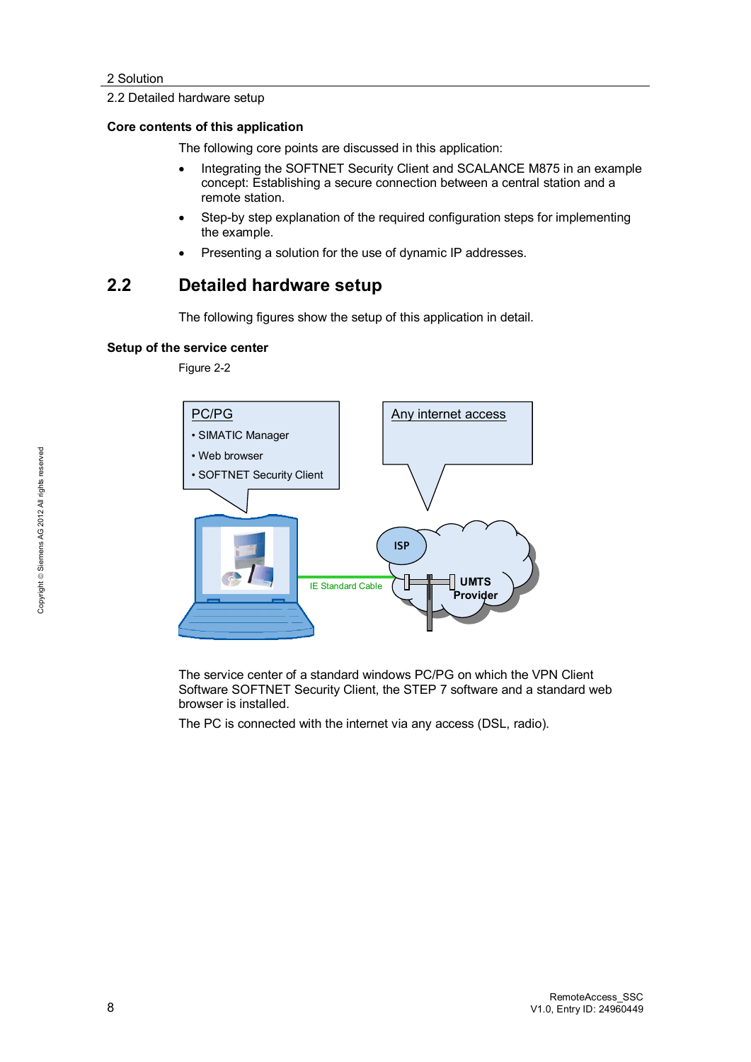### Core contents of this application

The following core points are discussed in this application:

- Integrating the SOFTNET Security Client and SCALANCE M875 in an example concept: Establishing a secure connection between a central station and a remote station.
- Step-by step explanation of the required configuration steps for implementing the example.
- Presenting a solution for the use of dynamic IP addresses.

## 2.2 Detailed hardware setup

The following figures show the setup of this application in detail.

### Setup of the service center

Figure 2-2

PC/PG
• SIMATIC Manager
• Web browser
• SOFTNET Security Client

Any internet access

ISP

IE Standard Cable

UMTS Provider

The service center of a standard windows PC/PG on which the VPN Client Software SOFTNET Security Client, the STEP 7 software and a standard web browser is installed.

The PC is connected with the internet via any access (DSL, radio).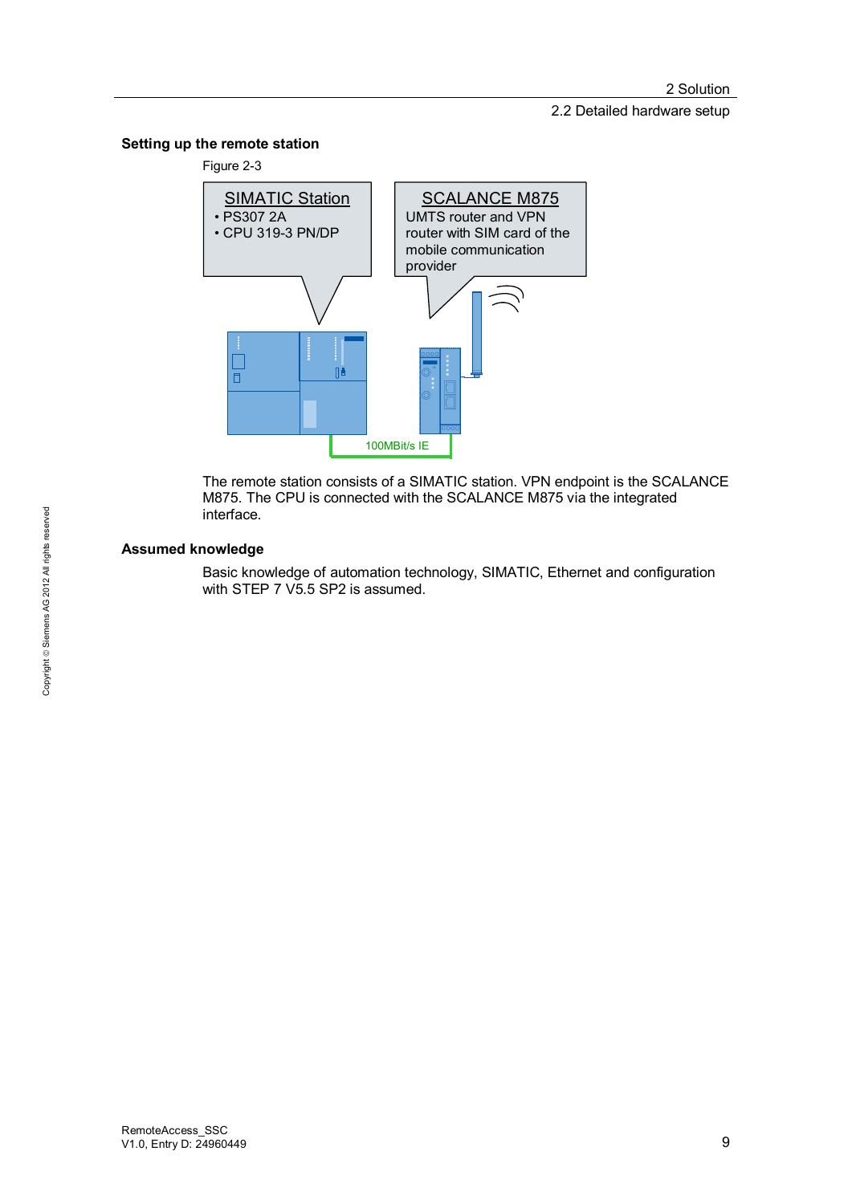### Setting up the remote station

Figure 2-3

SIMATIC Station
- PS307 2A
- CPU 319-3 PN/DP

SCALANCE M875
UMTS router and VPN router with SIM card of the mobile communication provider

100MBit/s IE

The remote station consists of a SIMATIC station. VPN endpoint is the SCALANCE M875. The CPU is connected with the SCALANCE M875 via the integrated interface.

### Assumed knowledge

Basic knowledge of automation technology, SIMATIC, Ethernet and configuration with STEP 7 V5.5 SP2 is assumed.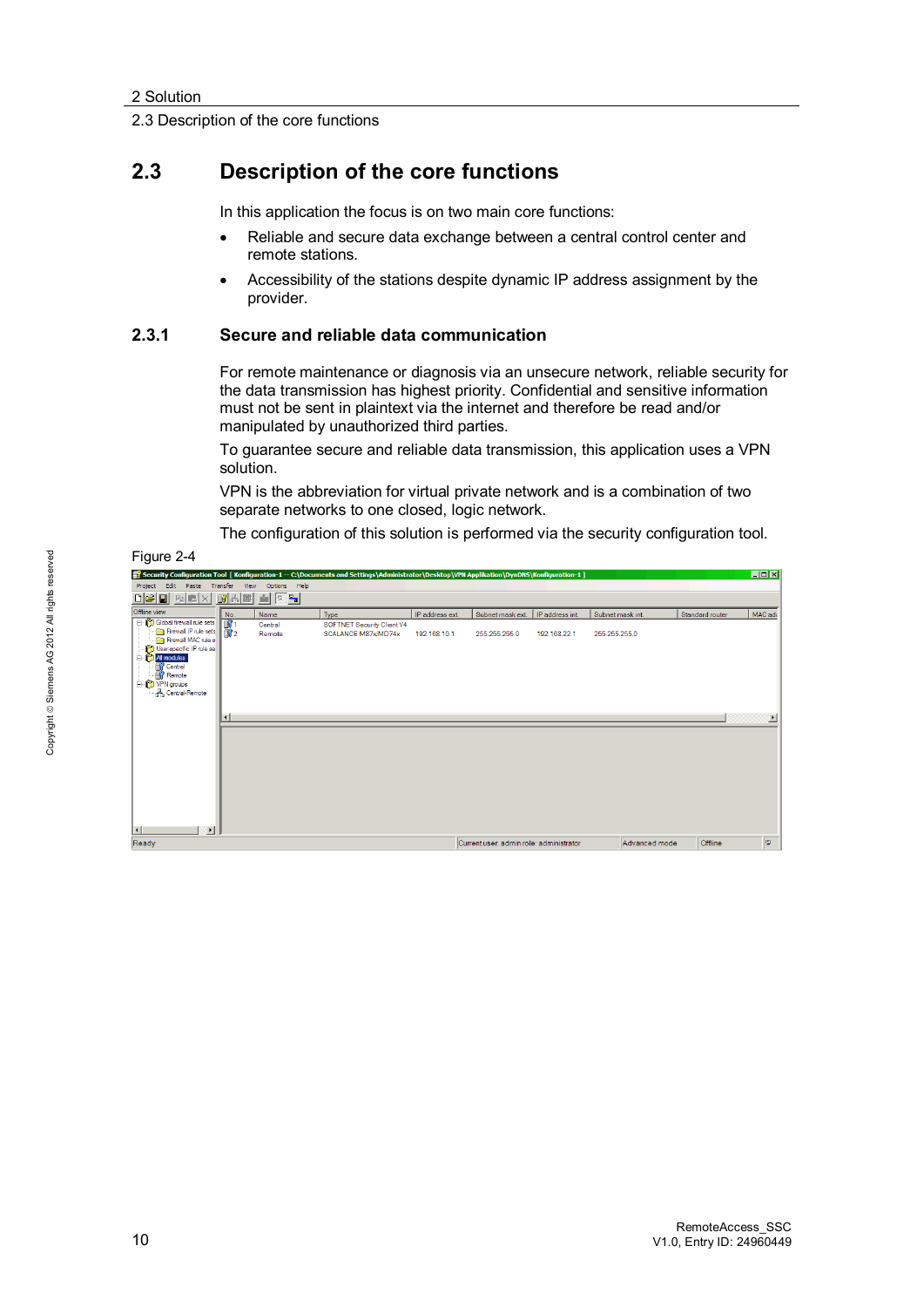## 2.3 Description of the core functions

In this application the focus is on two main core functions:

- Reliable and secure data exchange between a central control center and remote stations.
- Accessibility of the stations despite dynamic IP address assignment by the provider.

### 2.3.1 Secure and reliable data communication

For remote maintenance or diagnosis via an unsecure network, reliable security for the data transmission has highest priority. Confidential and sensitive information must not be sent in plaintext via the internet and therefore be read and/or manipulated by unauthorized third parties.

To guarantee secure and reliable data transmission, this application uses a VPN solution.

VPN is the abbreviation for virtual private network and is a combination of two separate networks to one closed, logic network.

The configuration of this solution is performed via the security configuration tool.

Figure 2-4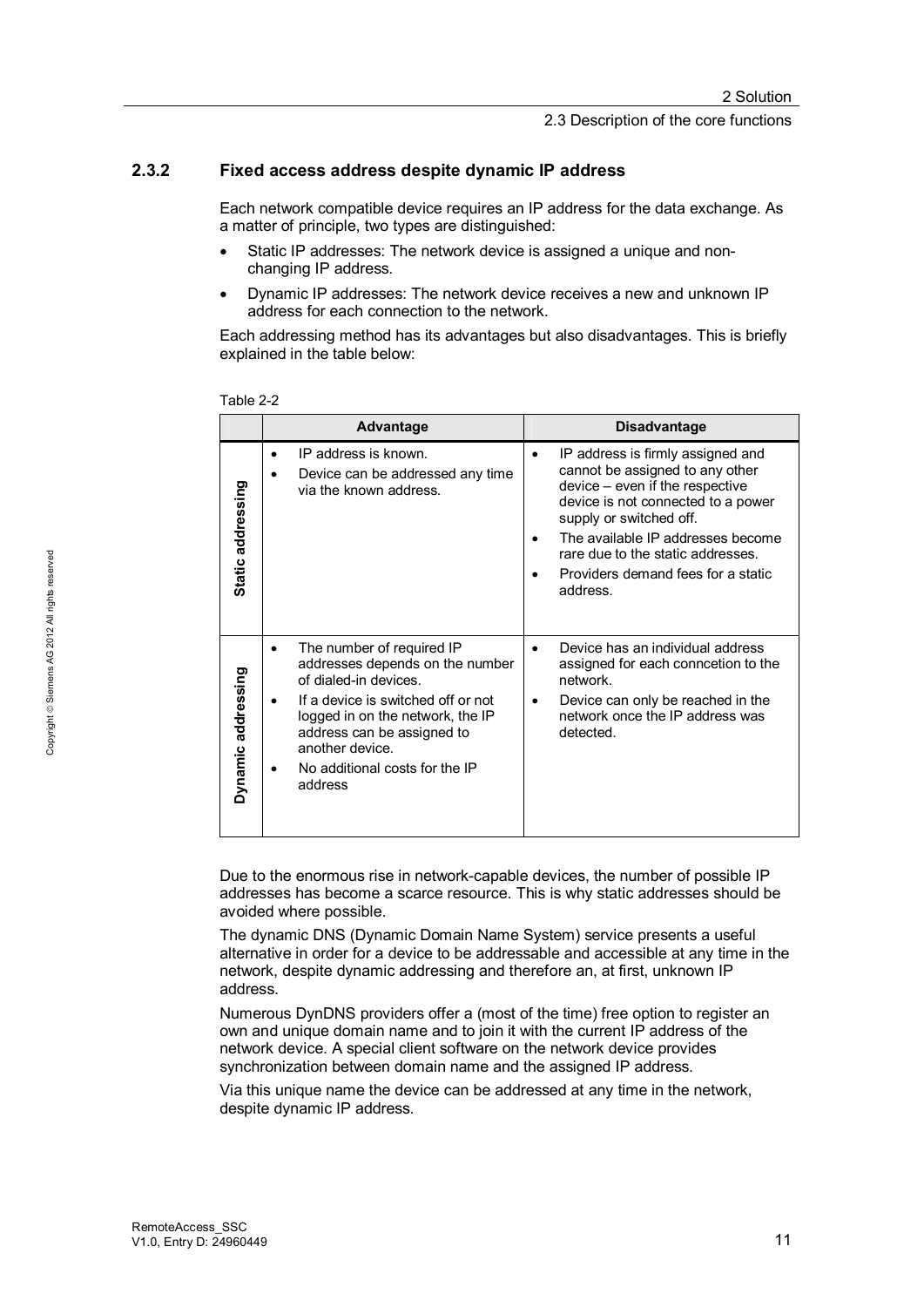### 2.3.2 Fixed access address despite dynamic IP address

Each network compatible device requires an IP address for the data exchange. As a matter of principle, two types are distinguished:

- Static IP addresses: The network device is assigned a unique and non-changing IP address.
- Dynamic IP addresses: The network device receives a new and unknown IP address for each connection to the network.

Each addressing method has its advantages but also disadvantages. This is briefly explained in the table below:

Table 2-2

| | Advantage | Disadvantage |
|---|---|---|
| **Static addressing** | • IP address is known.<br>• Device can be addressed any time via the known address. | • IP address is firmly assigned and cannot be assigned to any other device – even if the respective device is not connected to a power supply or switched off.<br>• The available IP addresses become rare due to the static addresses.<br>• Providers demand fees for a static address. |
| **Dynamic addressing** | • The number of required IP addresses depends on the number of dialed-in devices.<br>• If a device is switched off or not logged in on the network, the IP address can be assigned to another device.<br>• No additional costs for the IP address | • Device has an individual address assigned for each conncetion to the network.<br>• Device can only be reached in the network once the IP address was detected. |

Due to the enormous rise in network-capable devices, the number of possible IP addresses has become a scarce resource. This is why static addresses should be avoided where possible.

The dynamic DNS (Dynamic Domain Name System) service presents a useful alternative in order for a device to be addressable and accessible at any time in the network, despite dynamic addressing and therefore an, at first, unknown IP address.

Numerous DynDNS providers offer a (most of the time) free option to register an own and unique domain name and to join it with the current IP address of the network device. A special client software on the network device provides synchronization between domain name and the assigned IP address.

Via this unique name the device can be addressed at any time in the network, despite dynamic IP address.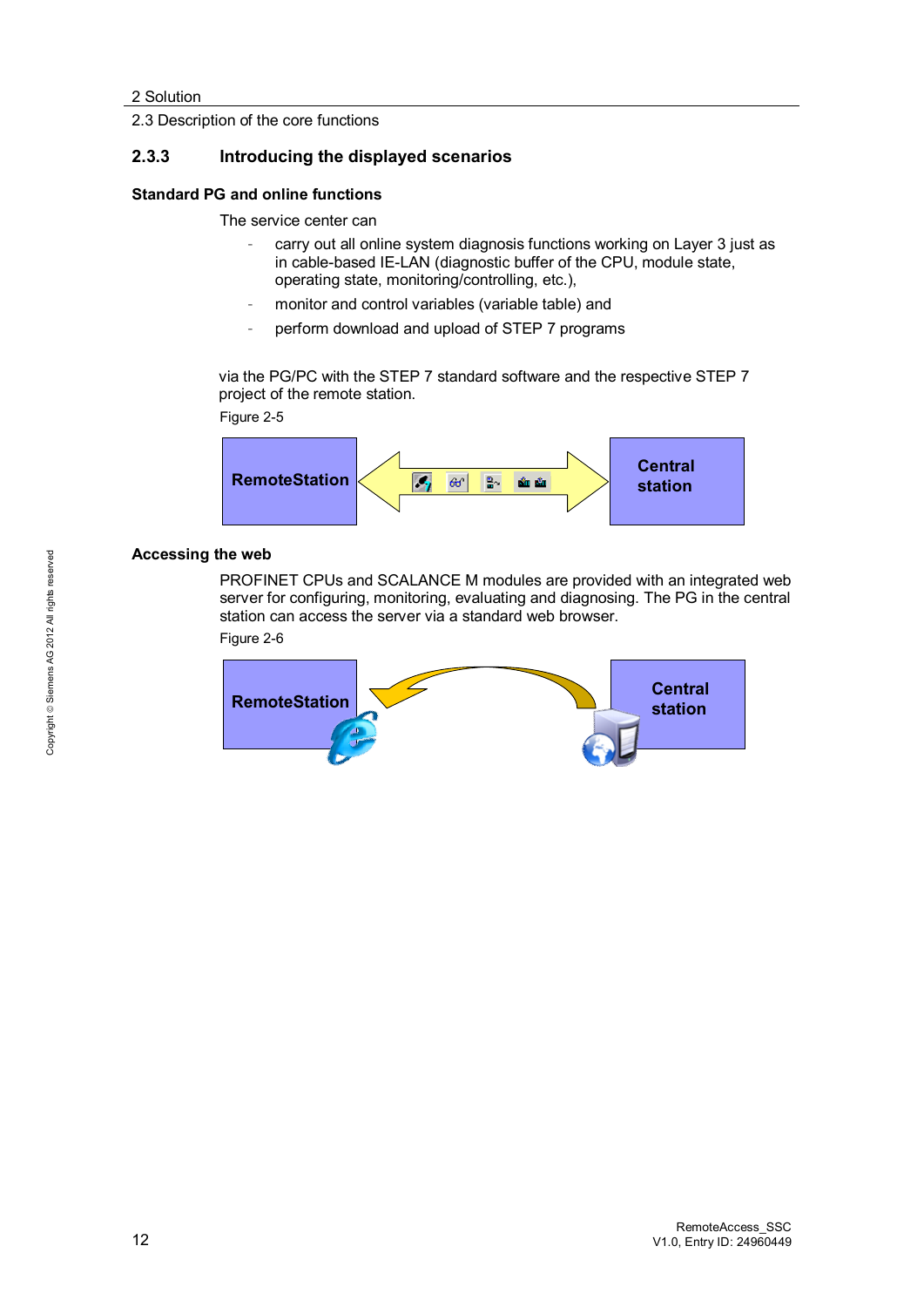### 2.3.3 Introducing the displayed scenarios

**Standard PG and online functions**

The service center can

- carry out all online system diagnosis functions working on Layer 3 just as in cable-based IE-LAN (diagnostic buffer of the CPU, module state, operating state, monitoring/controlling, etc.),
- monitor and control variables (variable table) and
- perform download and upload of STEP 7 programs

via the PG/PC with the STEP 7 standard software and the respective STEP 7 project of the remote station.

Figure 2-5

RemoteStation

Central station

**Accessing the web**

PROFINET CPUs and SCALANCE M modules are provided with an integrated web server for configuring, monitoring, evaluating and diagnosing. The PG in the central station can access the server via a standard web browser.

Figure 2-6

RemoteStation

Central station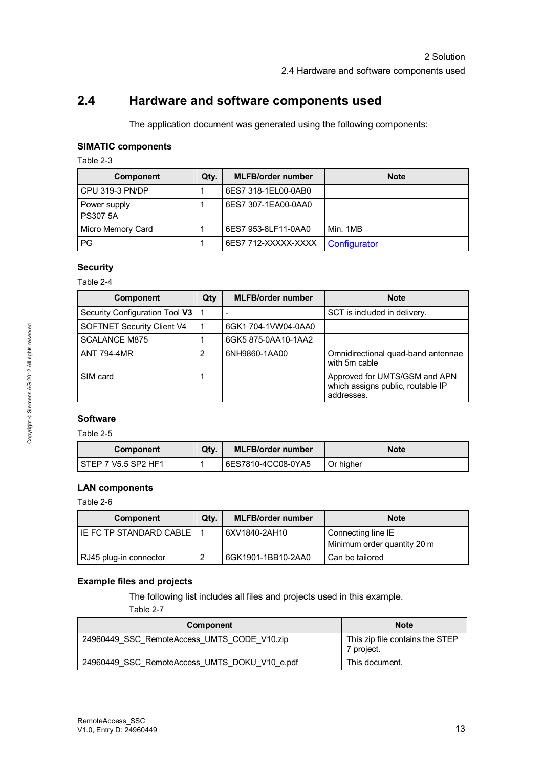## 2.4 Hardware and software components used

The application document was generated using the following components:

### SIMATIC components

Table 2-3

| Component | Qty. | MLFB/order number | Note |
|---|---|---|---|
| CPU 319-3 PN/DP | 1 | 6ES7 318-1EL00-0AB0 | |
| Power supply PS307 5A | 1 | 6ES7 307-1EA00-0AA0 | |
| Micro Memory Card | 1 | 6ES7 953-8LF11-0AA0 | Min. 1MB |
| PG | 1 | 6ES7 712-XXXXX-XXXX | Configurator |

### Security

Table 2-4

| Component | Qty | MLFB/order number | Note |
|---|---|---|---|
| Security Configuration Tool **V3** | 1 | - | SCT is included in delivery. |
| SOFTNET Security Client V4 | 1 | 6GK1 704-1VW04-0AA0 | |
| SCALANCE M875 | 1 | 6GK5 875-0AA10-1AA2 | |
| ANT 794-4MR | 2 | 6NH9860-1AA00 | Omnidirectional quad-band antennae with 5m cable |
| SIM card | 1 | | Approved for UMTS/GSM and APN which assigns public, routable IP addresses. |

### Software

Table 2-5

| Component | Qty. | MLFB/order number | Note |
|---|---|---|---|
| STEP 7 V5.5 SP2 HF1 | 1 | 6ES7810-4CC08-0YA5 | Or higher |

### LAN components

Table 2-6

| Component | Qty. | MLFB/order number | Note |
|---|---|---|---|
| IE FC TP STANDARD CABLE | 1 | 6XV1840-2AH10 | Connecting line IE<br>Minimum order quantity 20 m |
| RJ45 plug-in connector | 2 | 6GK1901-1BB10-2AA0 | Can be tailored |

### Example files and projects

The following list includes all files and projects used in this example.

Table 2-7

| Component | Note |
|---|---|
| 24960449_SSC_RemoteAccess_UMTS_CODE_V10.zip | This zip file contains the STEP 7 project. |
| 24960449_SSC_RemoteAccess_UMTS_DOKU_V10_e.pdf | This document. |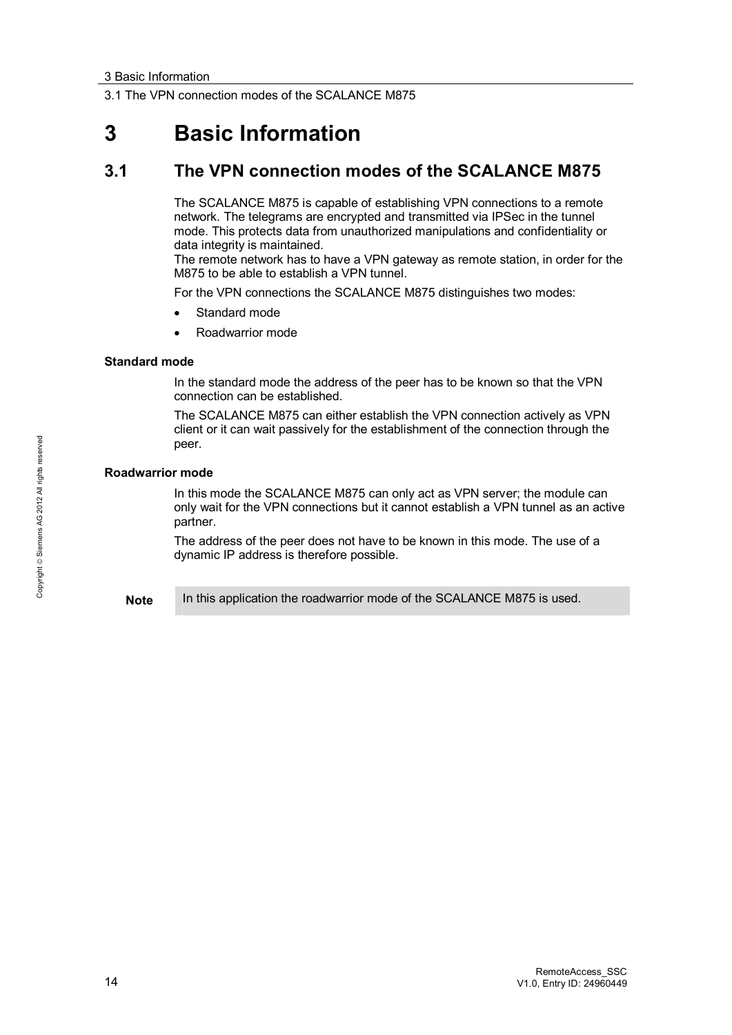# 3 Basic Information

## 3.1 The VPN connection modes of the SCALANCE M875

The SCALANCE M875 is capable of establishing VPN connections to a remote network. The telegrams are encrypted and transmitted via IPSec in the tunnel mode. This protects data from unauthorized manipulations and confidentiality or data integrity is maintained.
The remote network has to have a VPN gateway as remote station, in order for the M875 to be able to establish a VPN tunnel.

For the VPN connections the SCALANCE M875 distinguishes two modes:

- Standard mode
- Roadwarrior mode

**Standard mode**

In the standard mode the address of the peer has to be known so that the VPN connection can be established.

The SCALANCE M875 can either establish the VPN connection actively as VPN client or it can wait passively for the establishment of the connection through the peer.

**Roadwarrior mode**

In this mode the SCALANCE M875 can only act as VPN server; the module can only wait for the VPN connections but it cannot establish a VPN tunnel as an active partner.

The address of the peer does not have to be known in this mode. The use of a dynamic IP address is therefore possible.

**Note** In this application the roadwarrior mode of the SCALANCE M875 is used.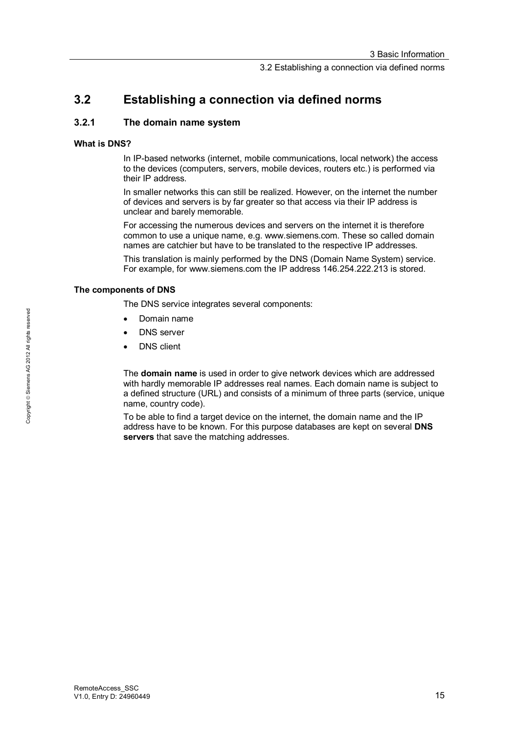## 3.2 Establishing a connection via defined norms

### 3.2.1 The domain name system

**What is DNS?**

In IP-based networks (internet, mobile communications, local network) the access to the devices (computers, servers, mobile devices, routers etc.) is performed via their IP address.

In smaller networks this can still be realized. However, on the internet the number of devices and servers is by far greater so that access via their IP address is unclear and barely memorable.

For accessing the numerous devices and servers on the internet it is therefore common to use a unique name, e.g. www.siemens.com. These so called domain names are catchier but have to be translated to the respective IP addresses.

This translation is mainly performed by the DNS (Domain Name System) service. For example, for www.siemens.com the IP address 146.254.222.213 is stored.

**The components of DNS**

The DNS service integrates several components:

- Domain name
- DNS server
- DNS client

The **domain name** is used in order to give network devices which are addressed with hardly memorable IP addresses real names. Each domain name is subject to a defined structure (URL) and consists of a minimum of three parts (service, unique name, country code).

To be able to find a target device on the internet, the domain name and the IP address have to be known. For this purpose databases are kept on several **DNS servers** that save the matching addresses.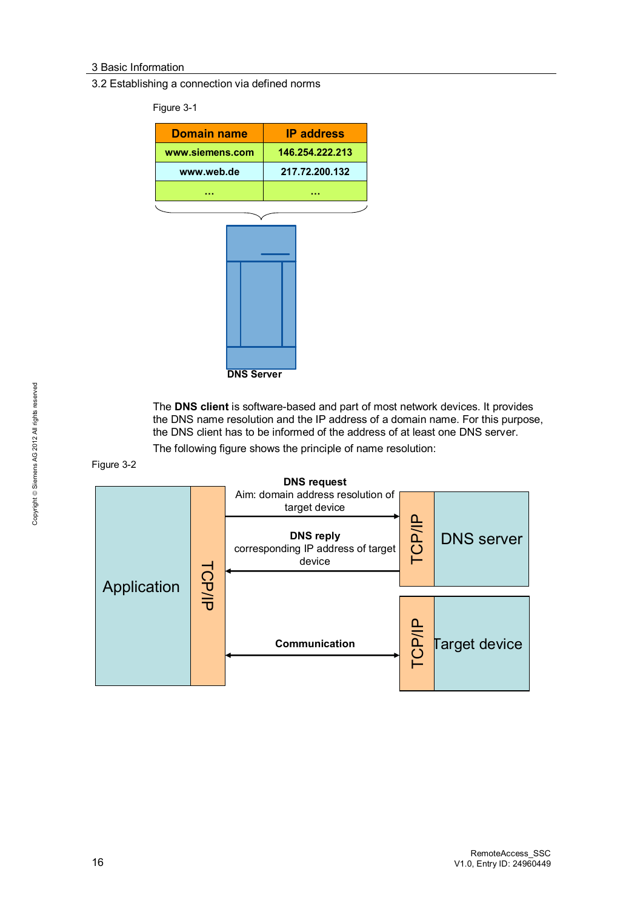Figure 3-1

| Domain name | IP address |
| --- | --- |
| www.siemens.com | 146.254.222.213 |
| www.web.de | 217.72.200.132 |
| ... | ... |

DNS Server

The **DNS client** is software-based and part of most network devices. It provides the DNS name resolution and the IP address of a domain name. For this purpose, the DNS client has to be informed of the address of at least one DNS server.

The following figure shows the principle of name resolution:

Figure 3-2

Application

TCP/IP

**DNS request**
Aim: domain address resolution of target device

**DNS reply**
corresponding IP address of target device

**Communication**

TCP/IP

DNS server

TCP/IP

Target device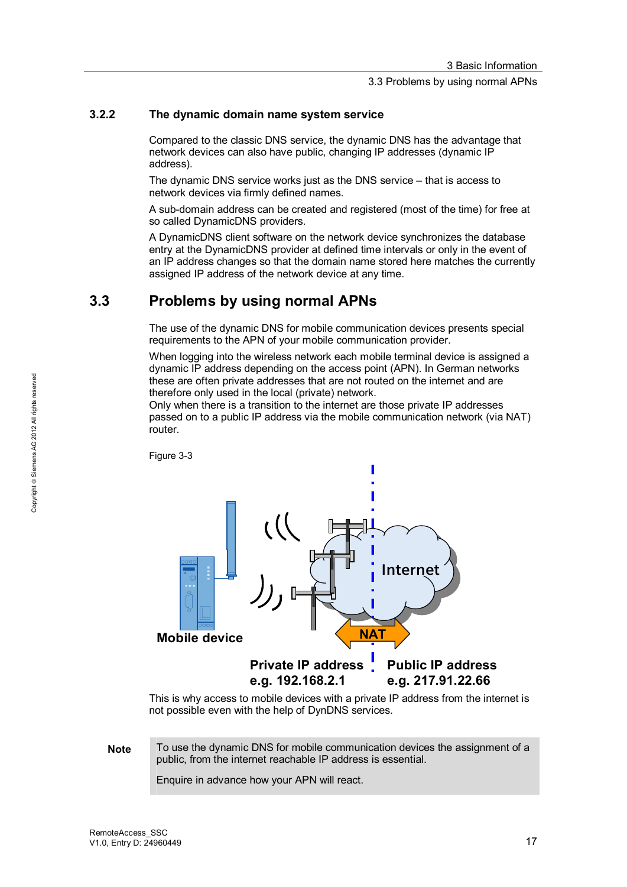### 3.2.2 The dynamic domain name system service

Compared to the classic DNS service, the dynamic DNS has the advantage that network devices can also have public, changing IP addresses (dynamic IP address).

The dynamic DNS service works just as the DNS service – that is access to network devices via firmly defined names.

A sub-domain address can be created and registered (most of the time) for free at so called DynamicDNS providers.

A DynamicDNS client software on the network device synchronizes the database entry at the DynamicDNS provider at defined time intervals or only in the event of an IP address changes so that the domain name stored here matches the currently assigned IP address of the network device at any time.

## 3.3 Problems by using normal APNs

The use of the dynamic DNS for mobile communication devices presents special requirements to the APN of your mobile communication provider.

When logging into the wireless network each mobile terminal device is assigned a dynamic IP address depending on the access point (APN). In German networks these are often private addresses that are not routed on the internet and are therefore only used in the local (private) network.
Only when there is a transition to the internet are those private IP addresses passed on to a public IP address via the mobile communication network (via NAT) router.

Figure 3-3

Mobile device

Internet

NAT

Private IP address
e.g. 192.168.2.1

Public IP address
e.g. 217.91.22.66

This is why access to mobile devices with a private IP address from the internet is not possible even with the help of DynDNS services.

**Note**

To use the dynamic DNS for mobile communication devices the assignment of a public, from the internet reachable IP address is essential.

Enquire in advance how your APN will react.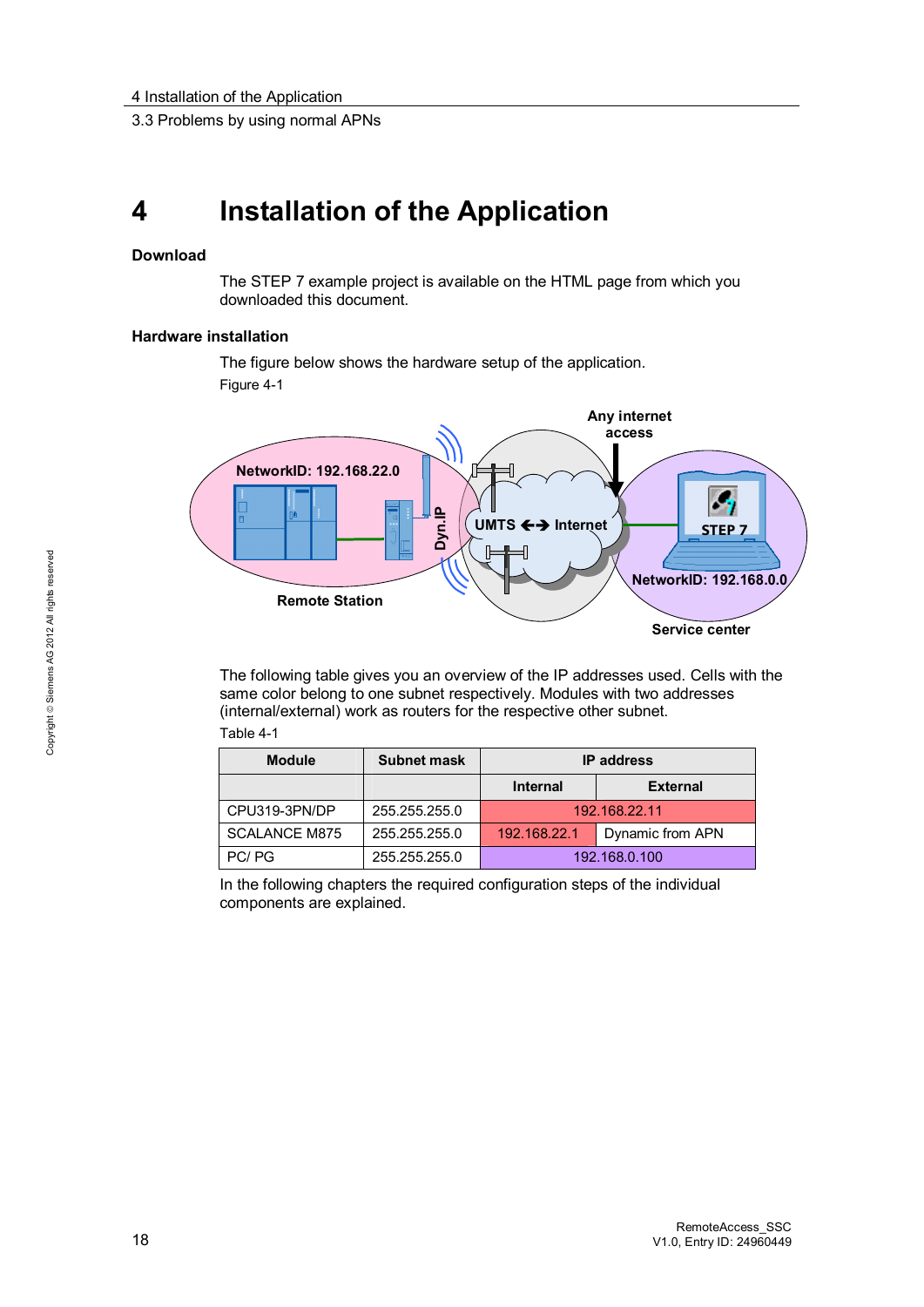# 4 Installation of the Application

**Download**

The STEP 7 example project is available on the HTML page from which you downloaded this document.

**Hardware installation**

The figure below shows the hardware setup of the application.

Figure 4-1

Any internet access

NetworkID: 192.168.22.0

Dyn.IP

UMTS ←→ Internet

STEP 7

NetworkID: 192.168.0.0

Remote Station

Service center

The following table gives you an overview of the IP addresses used. Cells with the same color belong to one subnet respectively. Modules with two addresses (internal/external) work as routers for the respective other subnet.

Table 4-1

| Module | Subnet mask | IP address | |
|---|---|---|---|
| | | Internal | External |
| CPU319-3PN/DP | 255.255.255.0 | 192.168.22.11 | |
| SCALANCE M875 | 255.255.255.0 | 192.168.22.1 | Dynamic from APN |
| PC/ PG | 255.255.255.0 | 192.168.0.100 | |

In the following chapters the required configuration steps of the individual components are explained.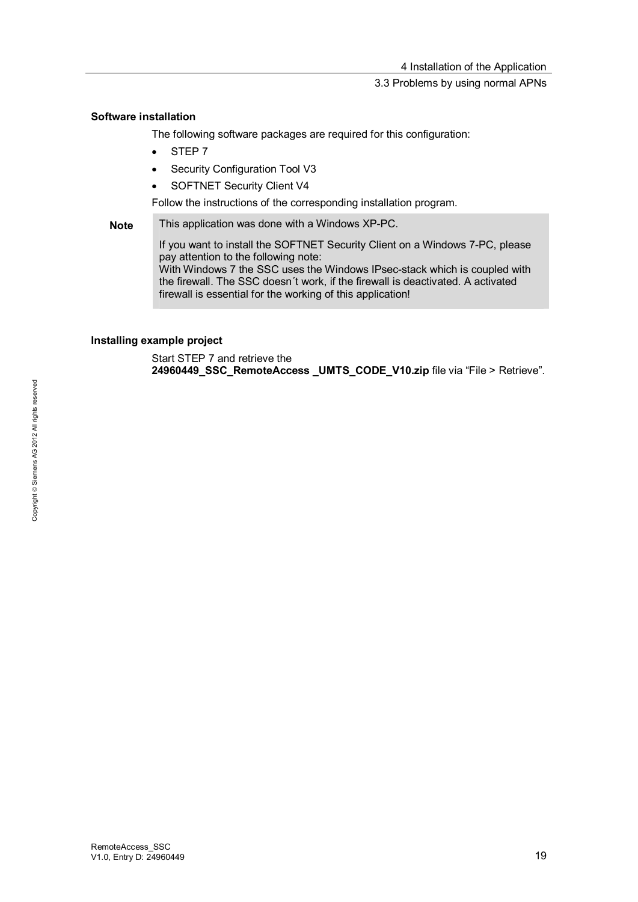**Software installation**

The following software packages are required for this configuration:

- STEP 7
- Security Configuration Tool V3
- SOFTNET Security Client V4

Follow the instructions of the corresponding installation program.

**Note**

This application was done with a Windows XP-PC.

If you want to install the SOFTNET Security Client on a Windows 7-PC, please pay attention to the following note:
With Windows 7 the SSC uses the Windows IPsec-stack which is coupled with the firewall. The SSC doesn´t work, if the firewall is deactivated. A activated firewall is essential for the working of this application!

**Installing example project**

Start STEP 7 and retrieve the **24960449_SSC_RemoteAccess _UMTS_CODE_V10.zip** file via “File > Retrieve”.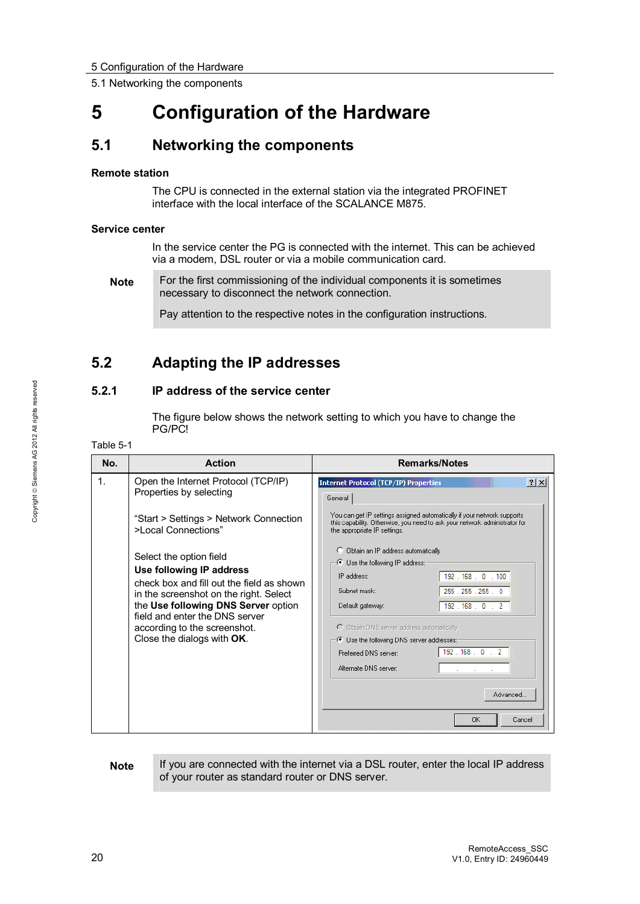# 5 Configuration of the Hardware

## 5.1 Networking the components

**Remote station**

The CPU is connected in the external station via the integrated PROFINET interface with the local interface of the SCALANCE M875.

**Service center**

In the service center the PG is connected with the internet. This can be achieved via a modem, DSL router or via a mobile communication card.

**Note** For the first commissioning of the individual components it is sometimes necessary to disconnect the network connection.

Pay attention to the respective notes in the configuration instructions.

## 5.2 Adapting the IP addresses

### 5.2.1 IP address of the service center

The figure below shows the network setting to which you have to change the PG/PC!

Table 5-1

| No. | Action | Remarks/Notes |
|---|---|---|
| 1. | Open the Internet Protocol (TCP/IP) Properties by selecting<br><br>“Start > Settings > Network Connection >Local Connections”<br><br>Select the option field **Use following IP address** check box and fill out the field as shown in the screenshot on the right. Select the **Use following DNS Server** option field and enter the DNS server according to the screenshot.<br>Close the dialogs with **OK**. | Internet Protocol (TCP/IP) Properties<br>General<br>You can get IP settings assigned automatically if your network supports this capability. Otherwise, you need to ask your network administrator for the appropriate IP settings.<br>Obtain an IP address automatically<br>Use the following IP address:<br>IP address: 192 . 168 . 0 . 100<br>Subnet mask: 255 . 255 . 255 . 0<br>Default gateway: 192 . 168 . 0 . 2<br>Obtain DNS server address automatically<br>Use the following DNS server addresses:<br>Preferred DNS server: 192 . 168 . 0 . 2<br>Alternate DNS server: . . .<br>Advanced...<br>OK Cancel |

**Note** If you are connected with the internet via a DSL router, enter the local IP address of your router as standard router or DNS server.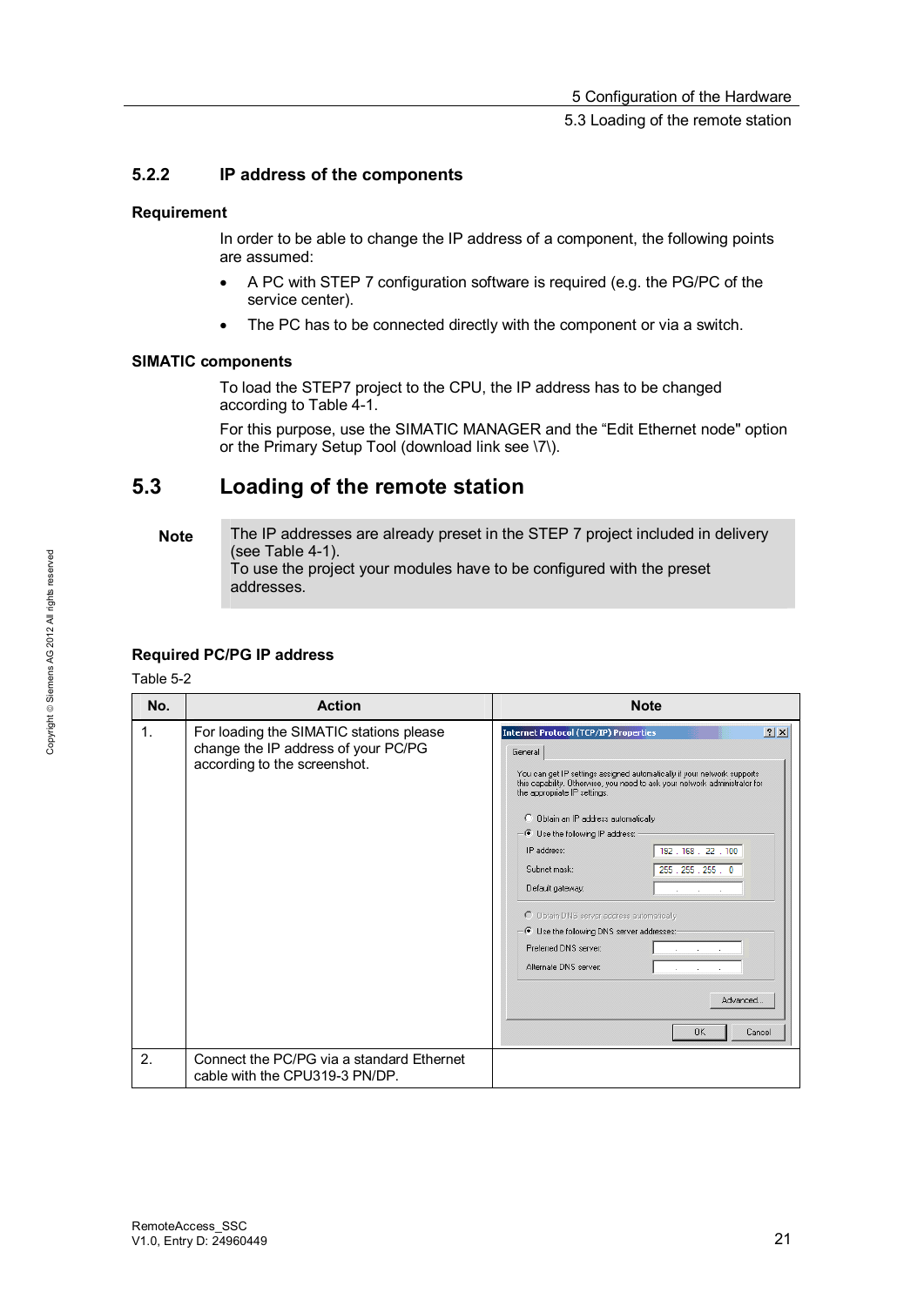### 5.2.2 IP address of the components

#### Requirement

In order to be able to change the IP address of a component, the following points are assumed:

- A PC with STEP 7 configuration software is required (e.g. the PG/PC of the service center).
- The PC has to be connected directly with the component or via a switch.

#### SIMATIC components

To load the STEP7 project to the CPU, the IP address has to be changed according to Table 4-1.

For this purpose, use the SIMATIC MANAGER and the “Edit Ethernet node" option or the Primary Setup Tool (download link see \7\).

## 5.3 Loading of the remote station

**Note**

The IP addresses are already preset in the STEP 7 project included in delivery (see Table 4-1).
To use the project your modules have to be configured with the preset addresses.

#### Required PC/PG IP address

Table 5-2

| No. | Action | Note |
|---|---|---|
| 1. | For loading the SIMATIC stations please change the IP address of your PC/PG according to the screenshot. | Internet Protocol (TCP/IP) Properties<br>General<br>You can get IP settings assigned automatically if your network supports this capability. Otherwise, you need to ask your network administrator for the appropriate IP settings.<br>Obtain an IP address automatically<br>Use the following IP address:<br>IP address: 192 . 168 . 22 . 100<br>Subnet mask: 255 . 255 . 255 . 0<br>Default gateway:<br>Obtain DNS server address automatically<br>Use the following DNS server addresses:<br>Preferred DNS server:<br>Alternate DNS server:<br>Advanced...<br>OK Cancel |
| 2. | Connect the PC/PG via a standard Ethernet cable with the CPU319-3 PN/DP. | |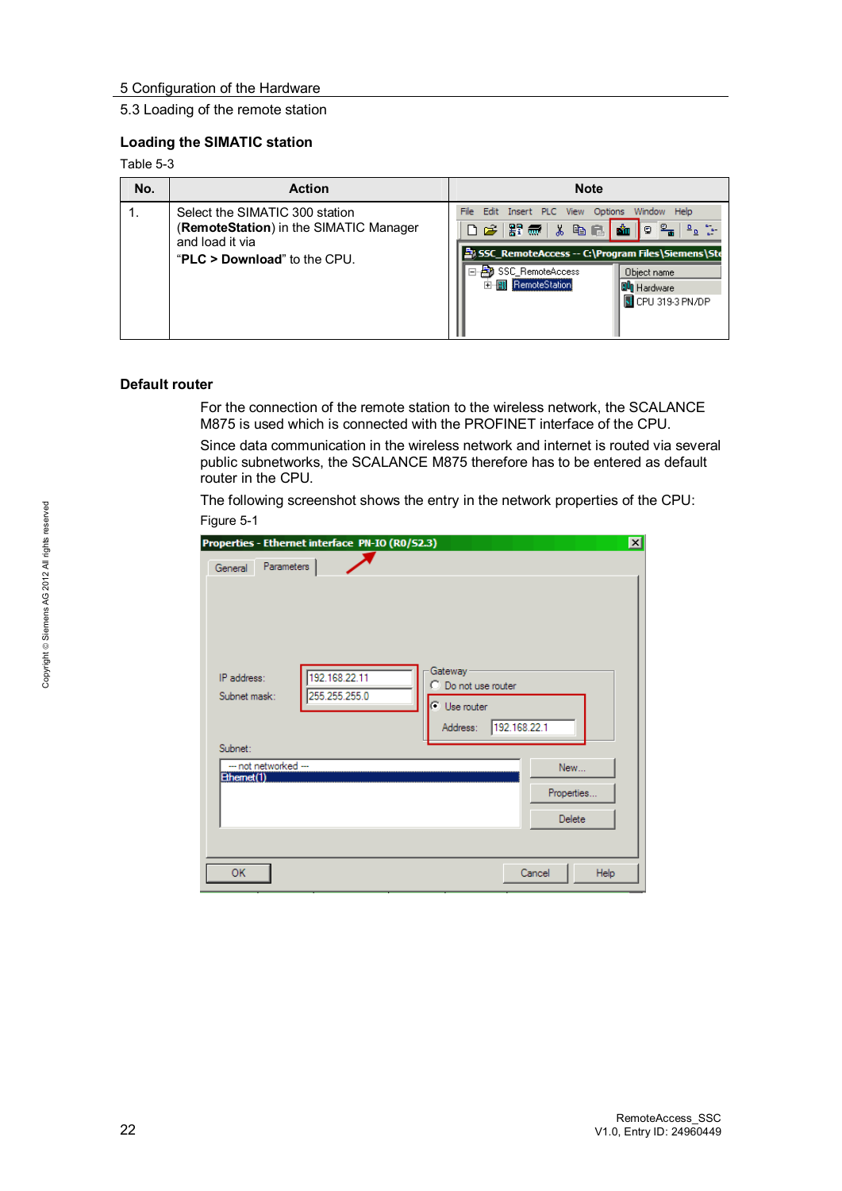### Loading the SIMATIC station

Table 5-3

| No. | Action | Note |
| --- | --- | --- |
| 1. | Select the SIMATIC 300 station (**RemoteStation**) in the SIMATIC Manager and load it via "**PLC > Download**" to the CPU. | |

### Default router

For the connection of the remote station to the wireless network, the SCALANCE M875 is used which is connected with the PROFINET interface of the CPU.

Since data communication in the wireless network and internet is routed via several public subnetworks, the SCALANCE M875 therefore has to be entered as default router in the CPU.

The following screenshot shows the entry in the network properties of the CPU:

Figure 5-1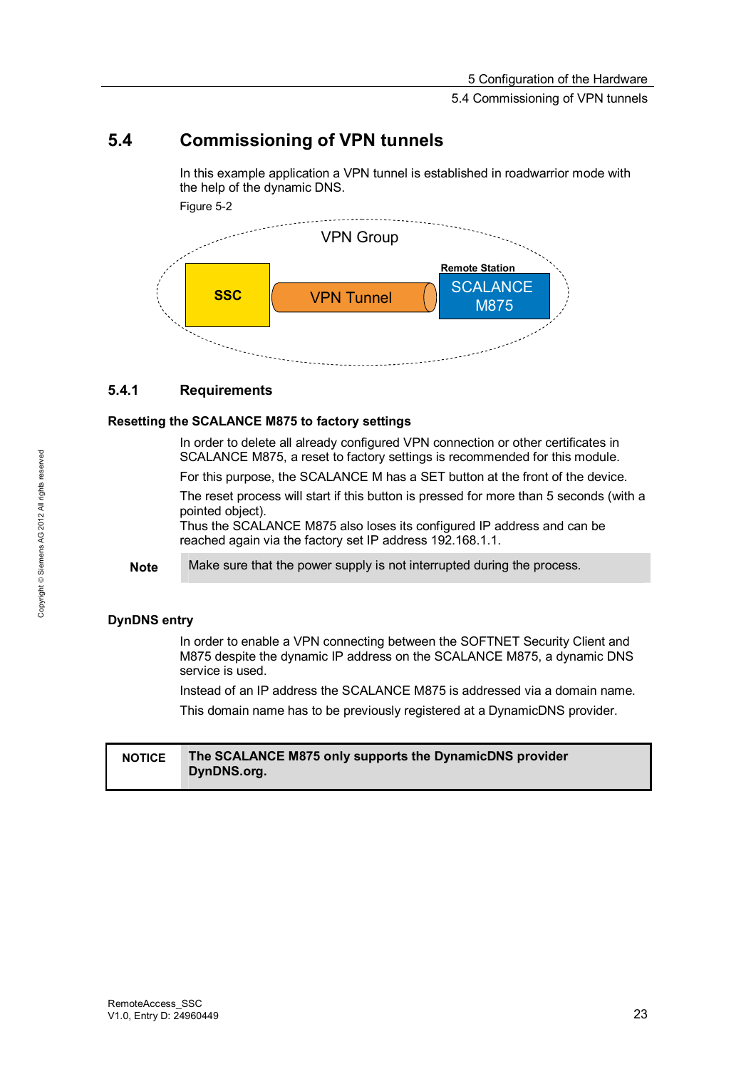## 5.4 Commissioning of VPN tunnels

In this example application a VPN tunnel is established in roadwarrior mode with the help of the dynamic DNS.

Figure 5-2

VPN Group

SSC

VPN Tunnel

Remote Station

SCALANCE M875

### 5.4.1 Requirements

**Resetting the SCALANCE M875 to factory settings**

In order to delete all already configured VPN connection or other certificates in SCALANCE M875, a reset to factory settings is recommended for this module.

For this purpose, the SCALANCE M has a SET button at the front of the device.

The reset process will start if this button is pressed for more than 5 seconds (with a pointed object).
Thus the SCALANCE M875 also loses its configured IP address and can be reached again via the factory set IP address 192.168.1.1.

**Note** Make sure that the power supply is not interrupted during the process.

**DynDNS entry**

In order to enable a VPN connecting between the SOFTNET Security Client and M875 despite the dynamic IP address on the SCALANCE M875, a dynamic DNS service is used.

Instead of an IP address the SCALANCE M875 is addressed via a domain name.

This domain name has to be previously registered at a DynamicDNS provider.

**NOTICE** **The SCALANCE M875 only supports the DynamicDNS provider DynDNS.org.**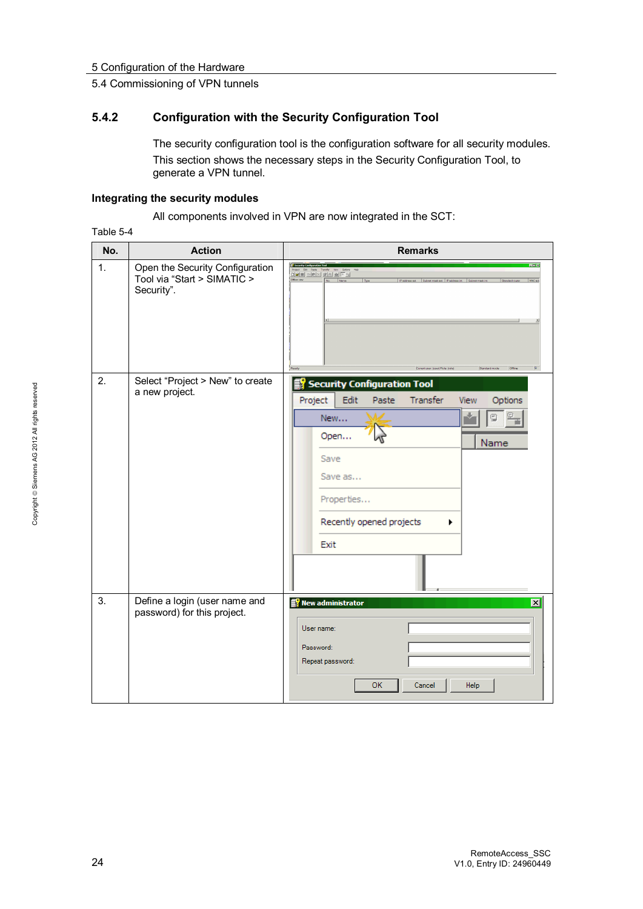### 5.4.2 Configuration with the Security Configuration Tool

The security configuration tool is the configuration software for all security modules.

This section shows the necessary steps in the Security Configuration Tool, to generate a VPN tunnel.

#### Integrating the security modules

All components involved in VPN are now integrated in the SCT:

Table 5-4

| No. | Action | Remarks |
|---|---|---|
| 1. | Open the Security Configuration Tool via “Start > SIMATIC > Security”. | |
| 2. | Select “Project > New” to create a new project. | |
| 3. | Define a login (user name and password) for this project. | |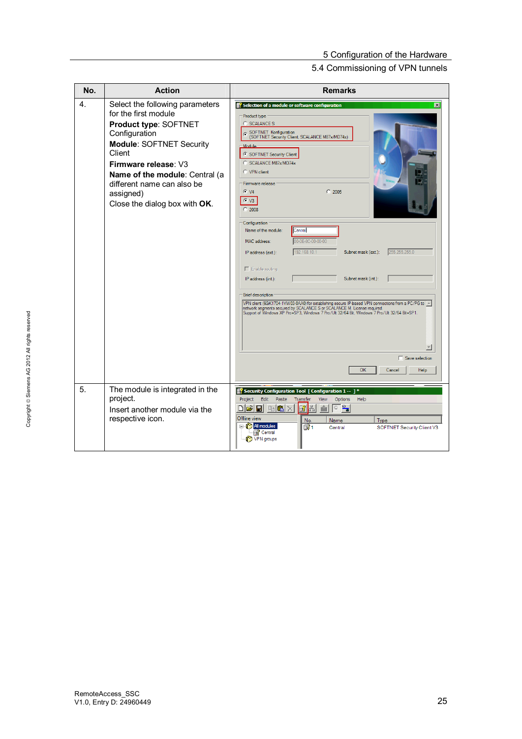| No. | Action | Remarks |
|---|---|---|
| 4. | Select the following parameters for the first module<br>**Product type**: SOFTNET Configuration<br>**Module**: SOFTNET Security Client<br>**Firmware release**: V3<br>**Name of the module**: Central (a different name can also be assigned)<br>Close the dialog box with **OK**. | |
| 5. | The module is integrated in the project.<br>Insert another module via the respective icon. | |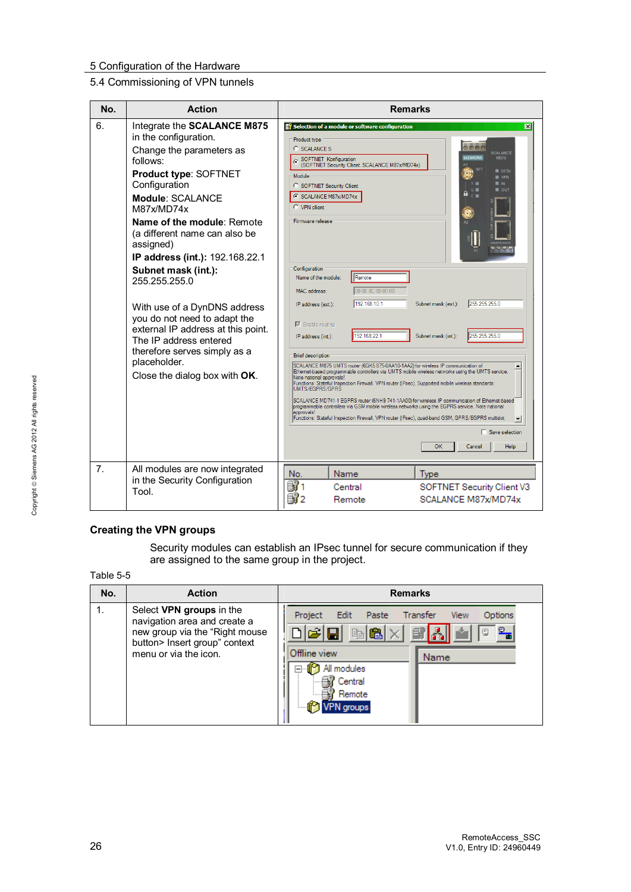| No. | Action | Remarks |
|---|---|---|
| 6. | Integrate the **SCALANCE M875** in the configuration.<br>Change the parameters as follows:<br>**Product type**: SOFTNET Configuration<br>**Module**: SCALANCE M87x/MD74x<br>**Name of the module**: Remote (a different name can also be assigned)<br>**IP address (int.):** 192.168.22.1<br>**Subnet mask (int.):** 255.255.255.0<br><br>With use of a DynDNS address you do not need to adapt the external IP address at this point. The IP address entered therefore serves simply as a placeholder.<br>Close the dialog box with **OK**. | |
| 7. | All modules are now integrated in the Security Configuration Tool. | No. / Name / Type<br>1 / Central / SOFTNET Security Client V3<br>2 / Remote / SCALANCE M87x/MD74x |

### Creating the VPN groups

Security modules can establish an IPsec tunnel for secure communication if they are assigned to the same group in the project.

Table 5-5

| No. | Action | Remarks |
|---|---|---|
| 1. | Select **VPN groups** in the navigation area and create a new group via the "Right mouse button> Insert group" context menu or via the icon. | |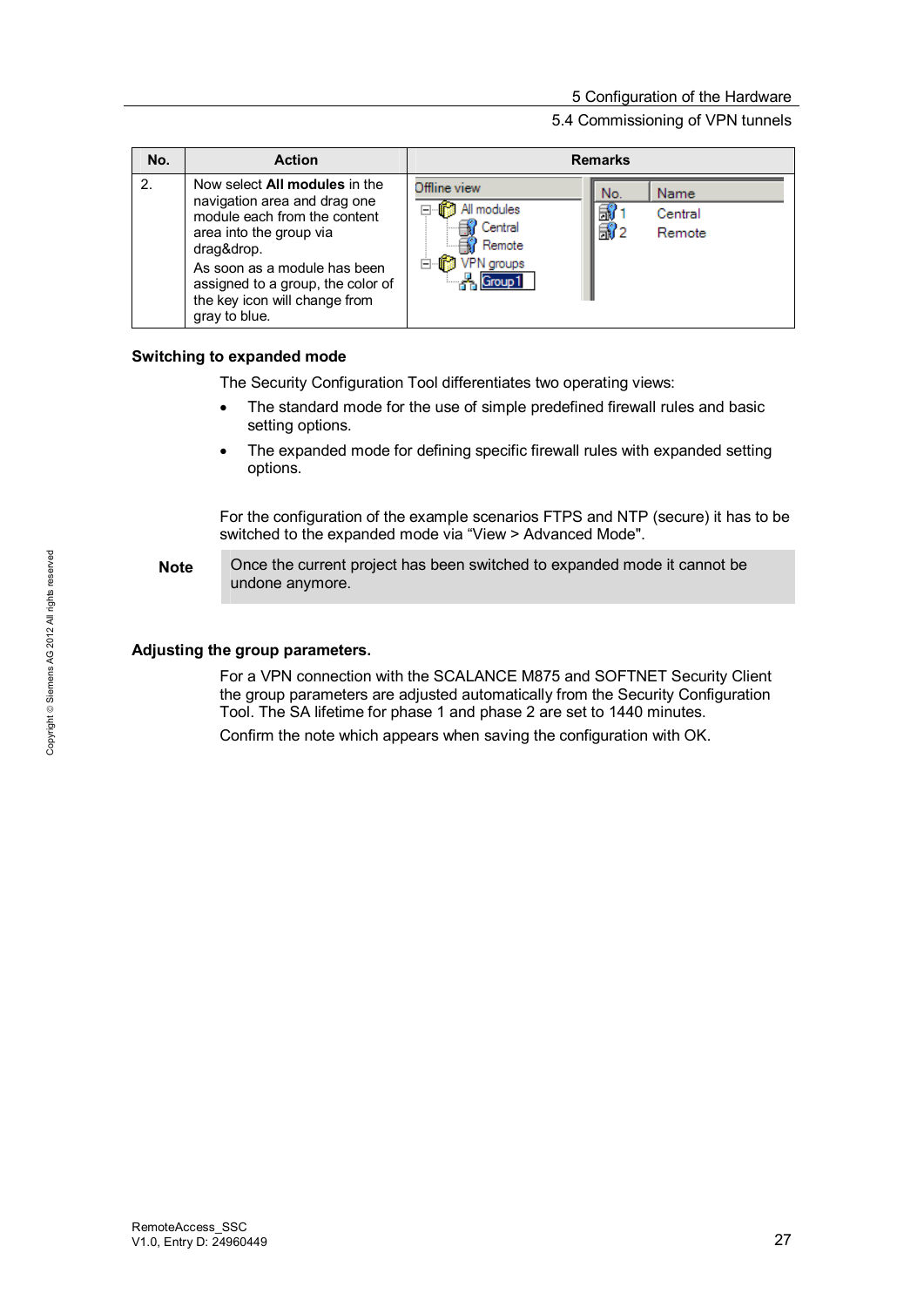| No. | Action | Remarks |
|---|---|---|
| 2. | Now select **All modules** in the navigation area and drag one module each from the content area into the group via drag&drop.<br>As soon as a module has been assigned to a group, the color of the key icon will change from gray to blue. | Offline view<br>All modules<br>Central<br>Remote<br>VPN groups<br>Group1<br>No. Name<br>1 Central<br>2 Remote |

**Switching to expanded mode**

The Security Configuration Tool differentiates two operating views:

- The standard mode for the use of simple predefined firewall rules and basic setting options.
- The expanded mode for defining specific firewall rules with expanded setting options.

For the configuration of the example scenarios FTPS and NTP (secure) it has to be switched to the expanded mode via “View > Advanced Mode".

**Note** Once the current project has been switched to expanded mode it cannot be undone anymore.

**Adjusting the group parameters.**

For a VPN connection with the SCALANCE M875 and SOFTNET Security Client the group parameters are adjusted automatically from the Security Configuration Tool. The SA lifetime for phase 1 and phase 2 are set to 1440 minutes.

Confirm the note which appears when saving the configuration with OK.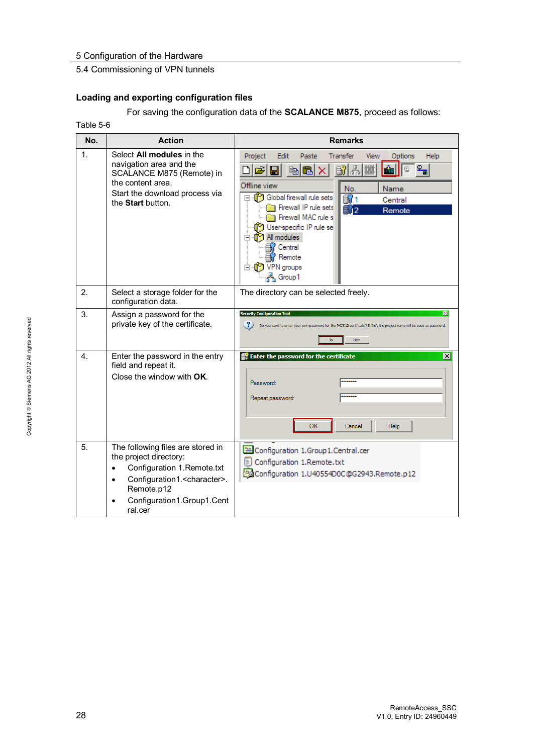## Loading and exporting configuration files

For saving the configuration data of the **SCALANCE M875**, proceed as follows:

Table 5-6

| No. | Action | Remarks |
|---|---|---|
| 1. | Select **All modules** in the navigation area and the SCALANCE M875 (Remote) in the content area.<br>Start the download process via the **Start** button. | |
| 2. | Select a storage folder for the configuration data. | The directory can be selected freely. |
| 3. | Assign a password for the private key of the certificate. | |
| 4. | Enter the password in the entry field and repeat it.<br>Close the window with **OK**. | |
| 5. | The following files are stored in the project directory:<br>• Configuration 1.Remote.txt<br>• Configuration1.<character>. Remote.p12<br>• Configuration1.Group1.Central.cer | |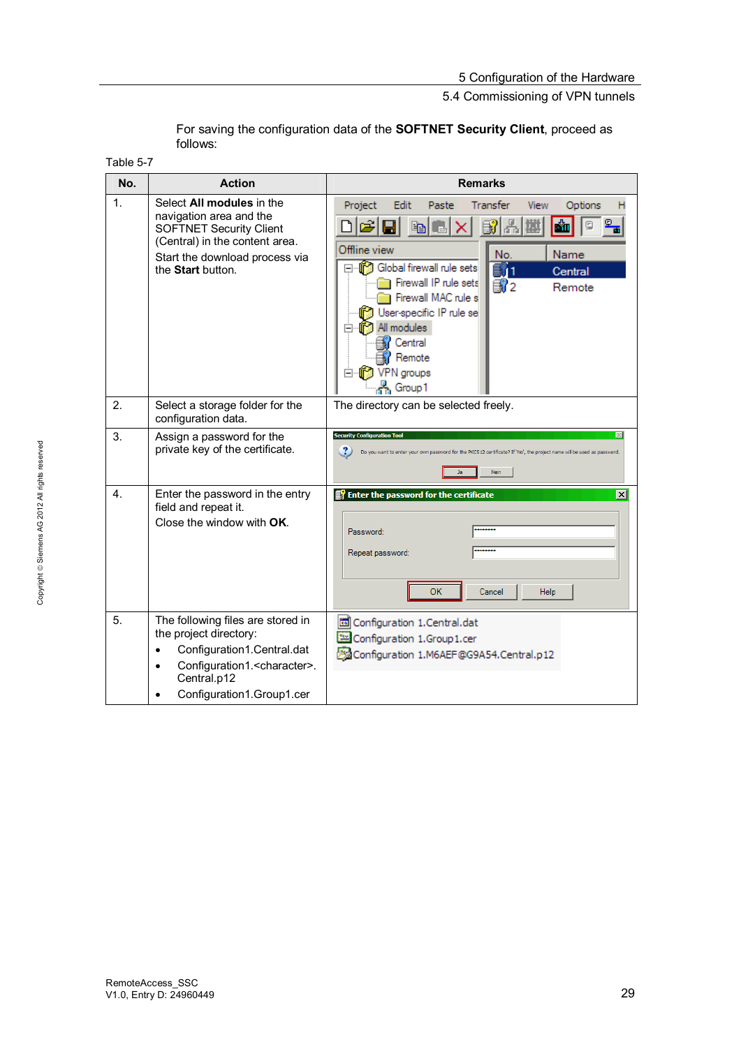For saving the configuration data of the **SOFTNET Security Client**, proceed as follows:

Table 5-7

| No. | Action | Remarks |
|---|---|---|
| 1. | Select **All modules** in the navigation area and the SOFTNET Security Client (Central) in the content area.<br>Start the download process via the **Start** button. | |
| 2. | Select a storage folder for the configuration data. | The directory can be selected freely. |
| 3. | Assign a password for the private key of the certificate. | |
| 4. | Enter the password in the entry field and repeat it.<br>Close the window with **OK**. | |
| 5. | The following files are stored in the project directory:<br>• Configuration1.Central.dat<br>• Configuration1.<character>.Central.p12<br>• Configuration1.Group1.cer | |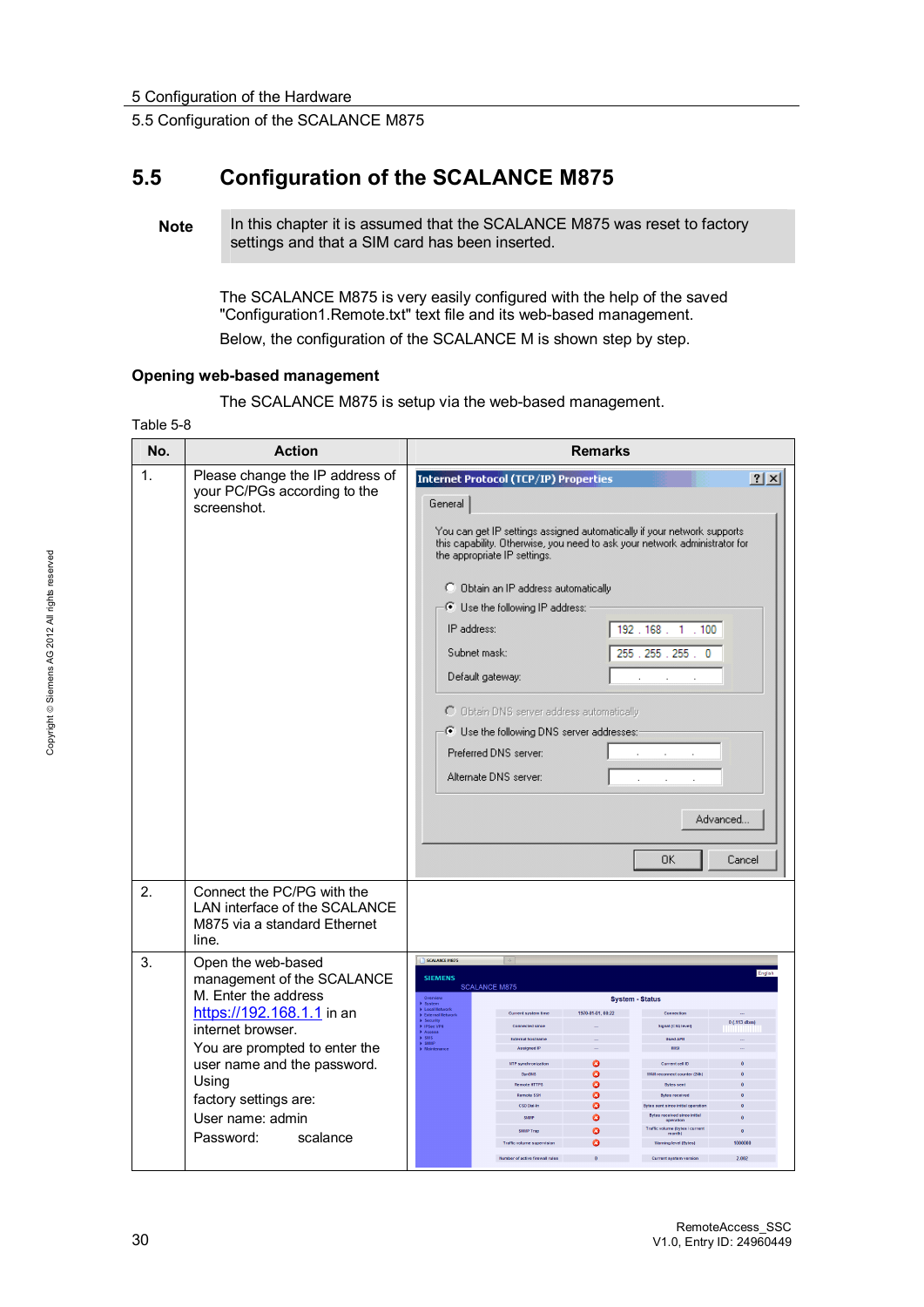## 5.5 Configuration of the SCALANCE M875

**Note**

In this chapter it is assumed that the SCALANCE M875 was reset to factory settings and that a SIM card has been inserted.

The SCALANCE M875 is very easily configured with the help of the saved "Configuration1.Remote.txt" text file and its web-based management.

Below, the configuration of the SCALANCE M is shown step by step.

### Opening web-based management

The SCALANCE M875 is setup via the web-based management.

Table 5-8

| No. | Action | Remarks |
|---|---|---|
| 1. | Please change the IP address of your PC/PGs according to the screenshot. | |
| 2. | Connect the PC/PG with the LAN interface of the SCALANCE M875 via a standard Ethernet line. | |
| 3. | Open the web-based management of the SCALANCE M. Enter the address https://192.168.1.1 in an internet browser.<br>You are prompted to enter the user name and the password. Using factory settings are:<br>User name: admin<br>Password: scalance | |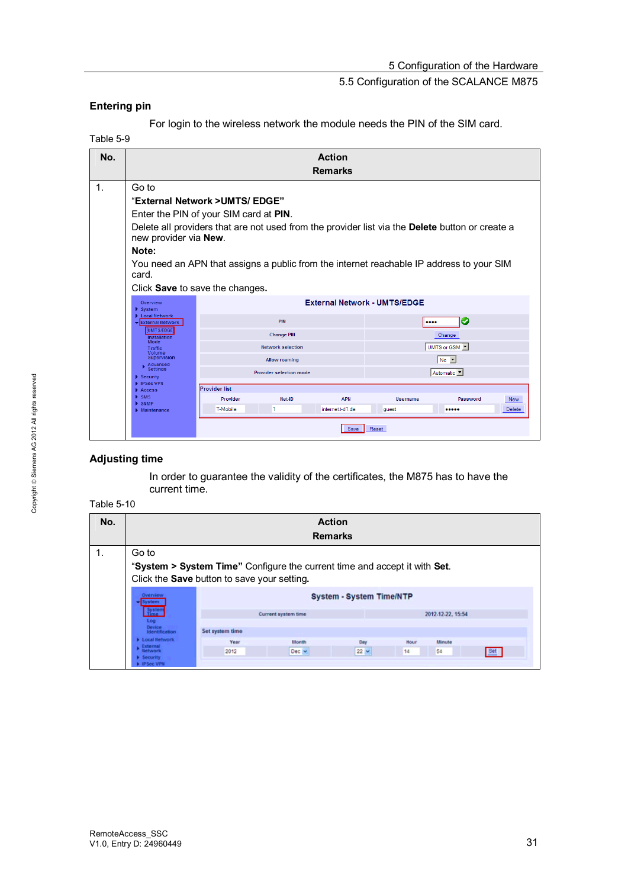### Entering pin

For login to the wireless network the module needs the PIN of the SIM card.

Table 5-9

| No. | Action<br>Remarks |
| --- | --- |
| 1. | Go to<br>"**External Network >UMTS/ EDGE"**<br>Enter the PIN of your SIM card at **PIN**.<br>Delete all providers that are not used from the provider list via the **Delete** button or create a new provider via **New**.<br>**Note:**<br>You need an APN that assigns a public from the internet reachable IP address to your SIM card.<br>Click **Save** to save the changes. |

### Adjusting time

In order to guarantee the validity of the certificates, the M875 has to have the current time.

Table 5-10

| No. | Action<br>Remarks |
| --- | --- |
| 1. | Go to<br>"**System > System Time"** Configure the current time and accept it with **Set**.<br>Click the **Save** button to save your setting. |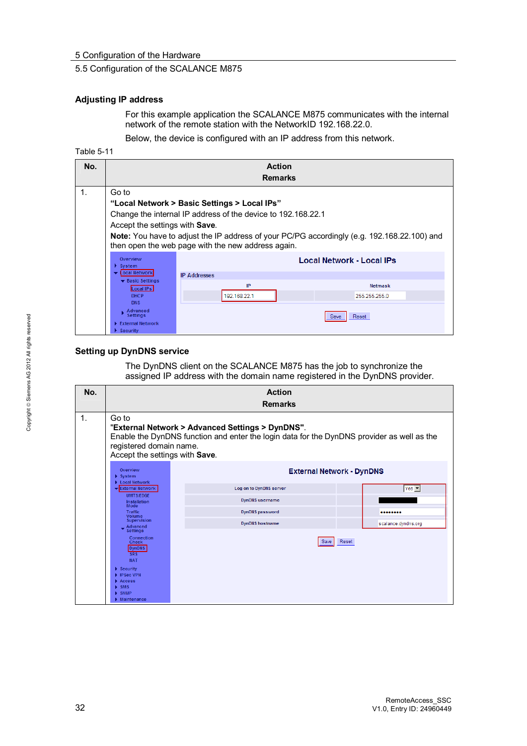### Adjusting IP address

For this example application the SCALANCE M875 communicates with the internal network of the remote station with the NetworkID 192.168.22.0.

Below, the device is configured with an IP address from this network.

Table 5-11

| No. | Action<br>Remarks |
|---|---|
| 1. | Go to<br>**"Local Network > Basic Settings > Local IPs"**<br>Change the internal IP address of the device to 192.168.22.1<br>Accept the settings with **Save**.<br>**Note:** You have to adjust the IP address of your PC/PG accordingly (e.g. 192.168.22.100) and then open the web page with the new address again. |

### Setting up DynDNS service

The DynDNS client on the SCALANCE M875 has the job to synchronize the assigned IP address with the domain name registered in the DynDNS provider.

| No. | Action<br>Remarks |
|---|---|
| 1. | Go to<br>"**External Network > Advanced Settings > DynDNS**".<br>Enable the DynDNS function and enter the login data for the DynDNS provider as well as the registered domain name.<br>Accept the settings with **Save**. |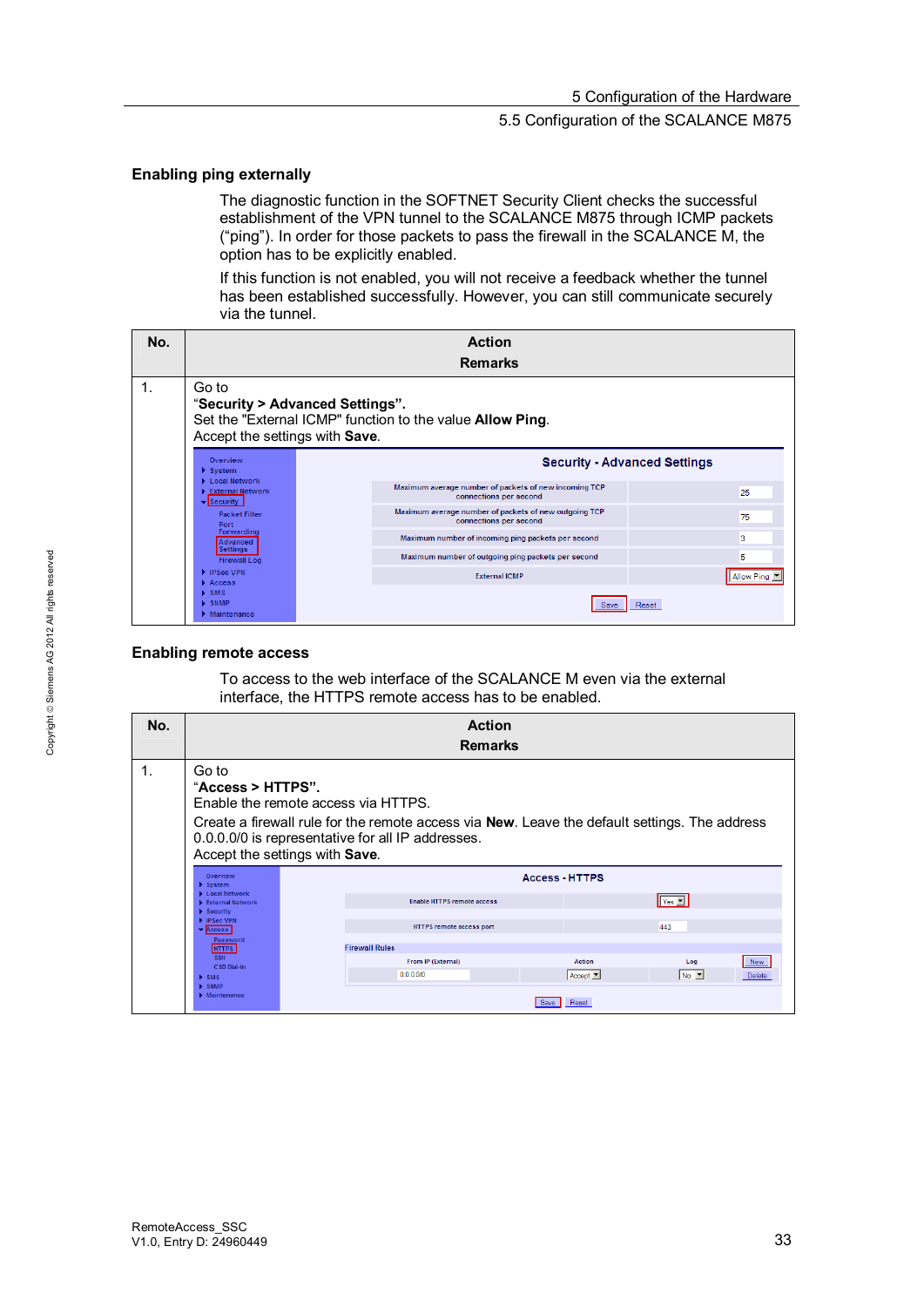### Enabling ping externally

The diagnostic function in the SOFTNET Security Client checks the successful establishment of the VPN tunnel to the SCALANCE M875 through ICMP packets ("ping"). In order for those packets to pass the firewall in the SCALANCE M, the option has to be explicitly enabled.

If this function is not enabled, you will not receive a feedback whether the tunnel has been established successfully. However, you can still communicate securely via the tunnel.

| No. | Action<br>Remarks |
|---|---|
| 1. | Go to<br>"**Security > Advanced Settings**".<br>Set the "External ICMP" function to the value **Allow Ping**.<br>Accept the settings with **Save**. |

### Enabling remote access

To access to the web interface of the SCALANCE M even via the external interface, the HTTPS remote access has to be enabled.

| No. | Action<br>Remarks |
|---|---|
| 1. | Go to<br>"**Access > HTTPS**".<br>Enable the remote access via HTTPS.<br>Create a firewall rule for the remote access via **New**. Leave the default settings. The address 0.0.0.0/0 is representative for all IP addresses.<br>Accept the settings with **Save**. |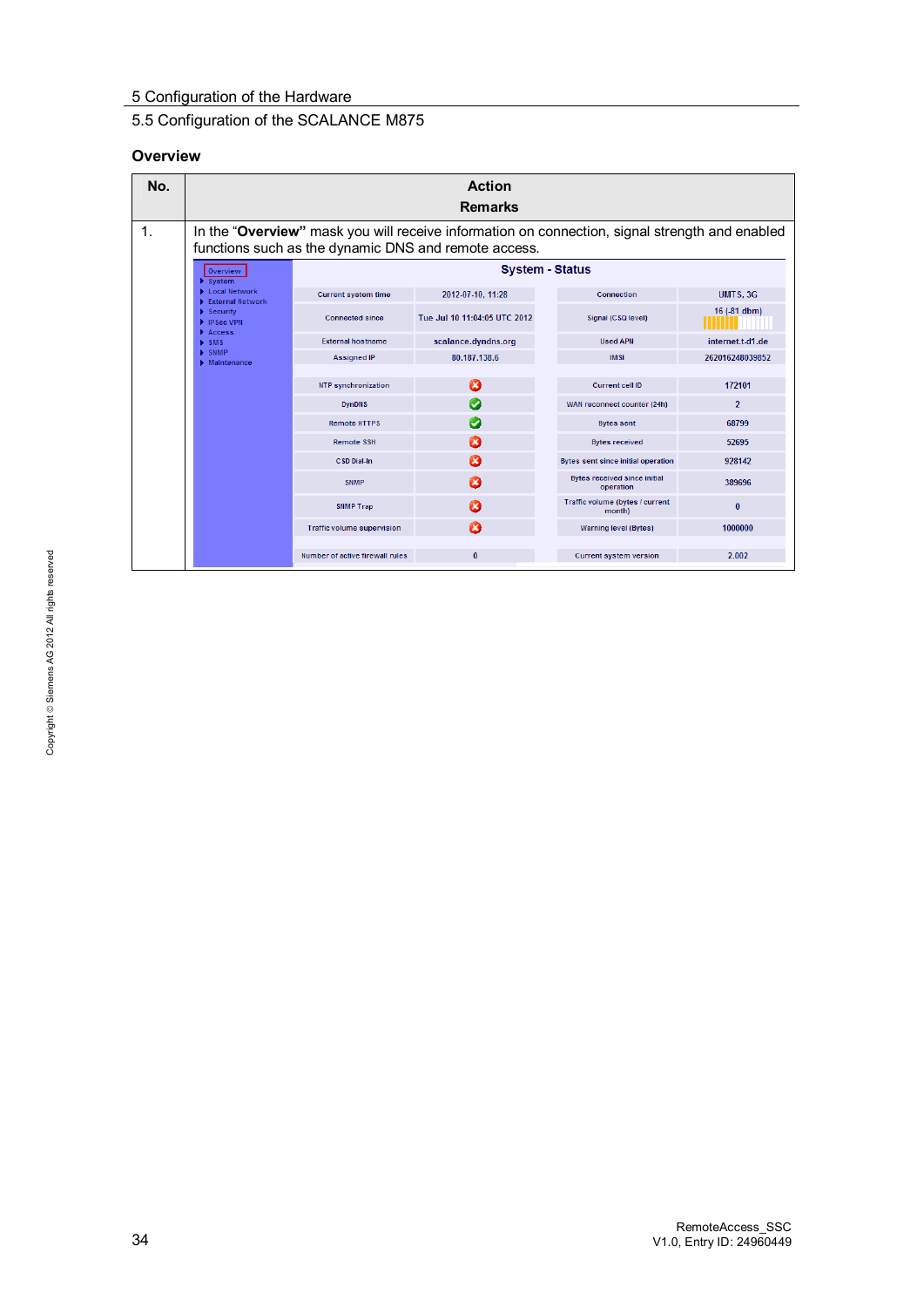## Overview

| No. | Action<br>Remarks |
|---|---|
| 1. | In the “**Overview”** mask you will receive information on connection, signal strength and enabled functions such as the dynamic DNS and remote access. |

Overview
System
Local Network
External Network
Security
IPSec VPN
Access
SMS
SNMP
Maintenance

System - Status

| | | | |
|---|---|---|---|
| Current system time | 2012-07-10, 11:28 | Connection | UMTS, 3G |
| Connected since | Tue Jul 10 11:04:05 UTC 2012 | Signal (CSQ level) | 16 (-81 dbm) |
| External hostname | scalance.dyndns.org | Used APN | internet.t-d1.de |
| Assigned IP | 80.187.138.6 | IMSI | 262016248039852 |
| NTP synchronization | ✗ | Current cell ID | 172101 |
| DynDNS | ✓ | WAN reconnect counter (24h) | 2 |
| Remote HTTPS | ✓ | Bytes sent | 68799 |
| Remote SSH | ✗ | Bytes received | 52695 |
| CSD Dial-In | ✗ | Bytes sent since initial operation | 928142 |
| SNMP | ✗ | Bytes received since initial operation | 389696 |
| SNMP Trap | ✗ | Traffic volume (bytes / current month) | 0 |
| Traffic volume supervision | ✗ | Warning level (Bytes) | 1000000 |
| Number of active firewall rules | 0 | Current system version | 2.002 |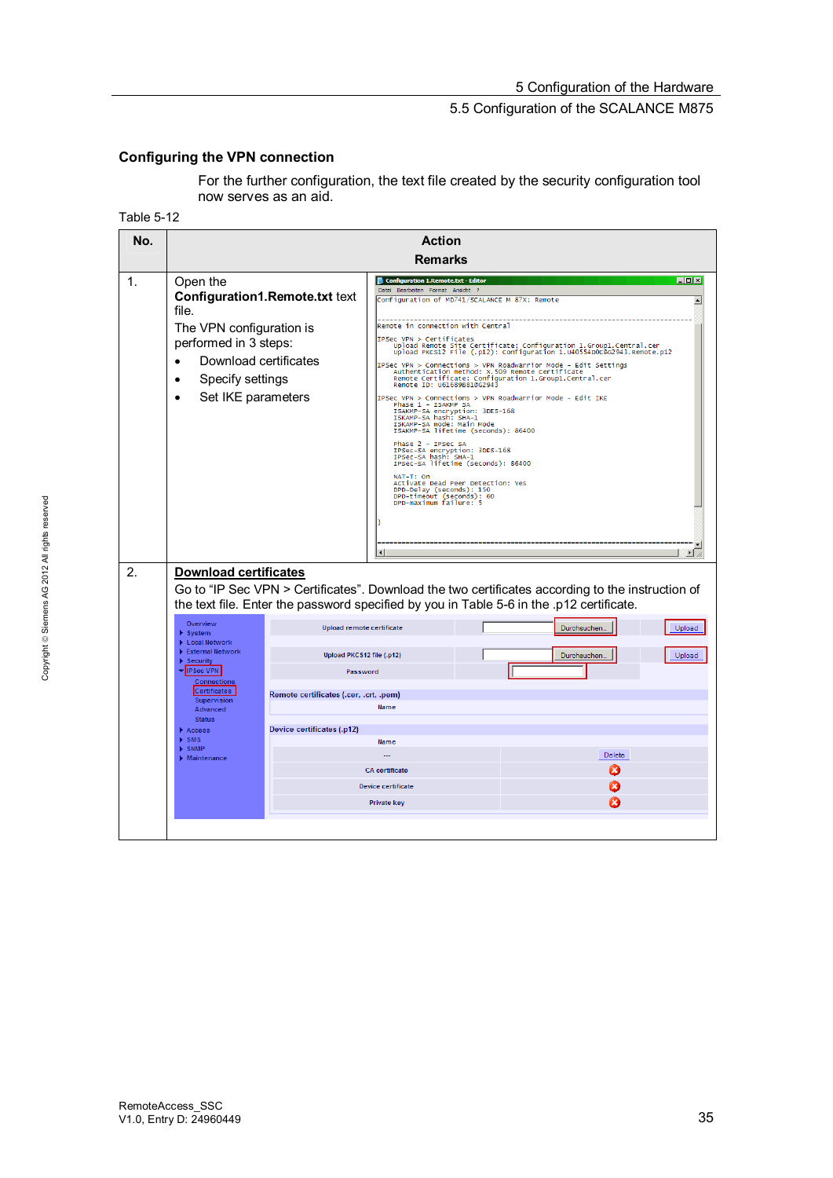## Configuring the VPN connection

For the further configuration, the text file created by the security configuration tool now serves as an aid.

Table 5-12

| No. | Action<br>Remarks | |
|---|---|---|
| 1. | Open the **Configuration1.Remote.txt** text file.<br>The VPN configuration is performed in 3 steps:<br>• Download certificates<br>• Specify settings<br>• Set IKE parameters | |
| 2. | **Download certificates**<br>Go to "IP Sec VPN > Certificates". Download the two certificates according to the instruction of the text file. Enter the password specified by you in Table 5-6 in the .p12 certificate. | |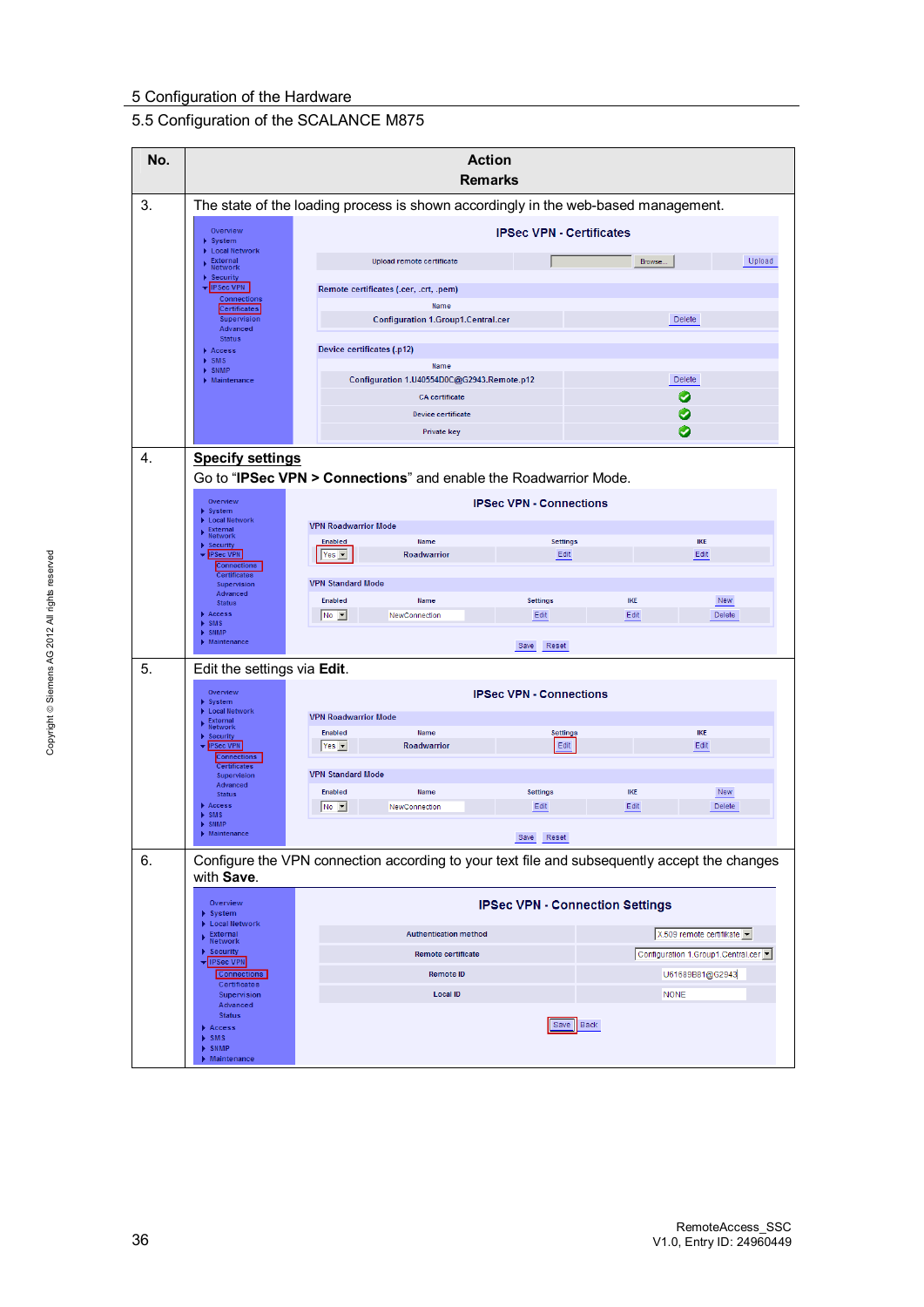| No. | Action<br>Remarks |
|---|---|
| 3. | The state of the loading process is shown accordingly in the web-based management. |
| 4. | **Specify settings**<br>Go to “**IPSec VPN > Connections**” and enable the Roadwarrior Mode. |
| 5. | Edit the settings via **Edit**. |
| 6. | Configure the VPN connection according to your text file and subsequently accept the changes with **Save**. |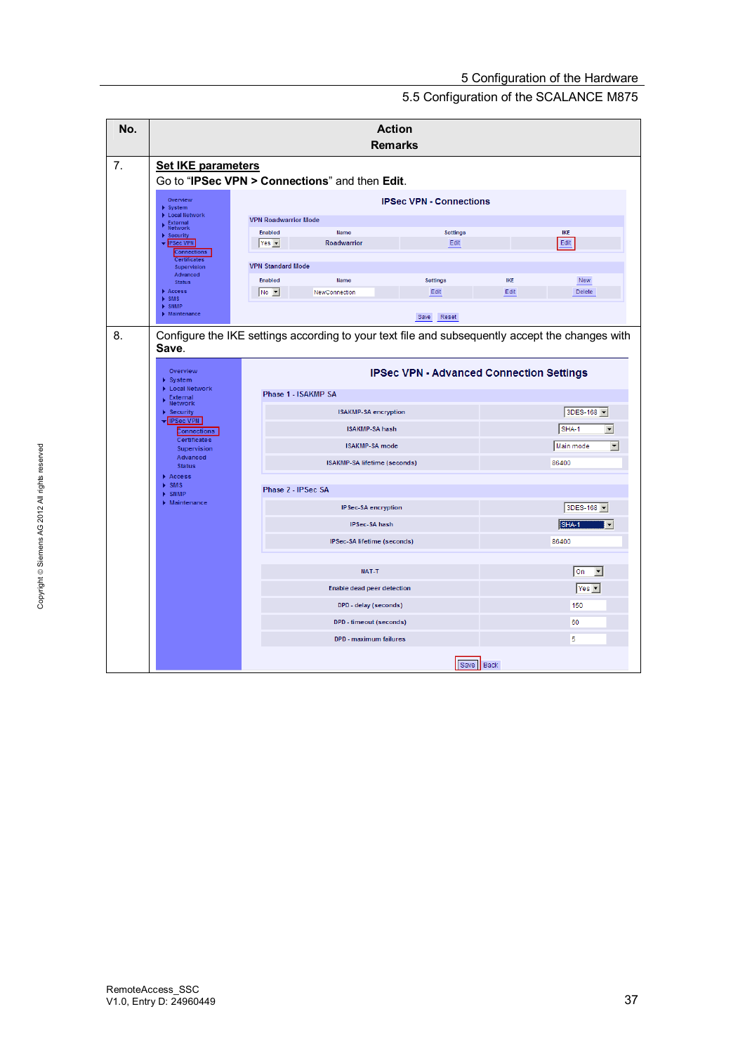| No. | Action<br>Remarks |
|---|---|
| 7. | **Set IKE parameters**<br>Go to "**IPSec VPN > Connections**" and then **Edit**. |
| 8. | Configure the IKE settings according to your text file and subsequently accept the changes with **Save**. |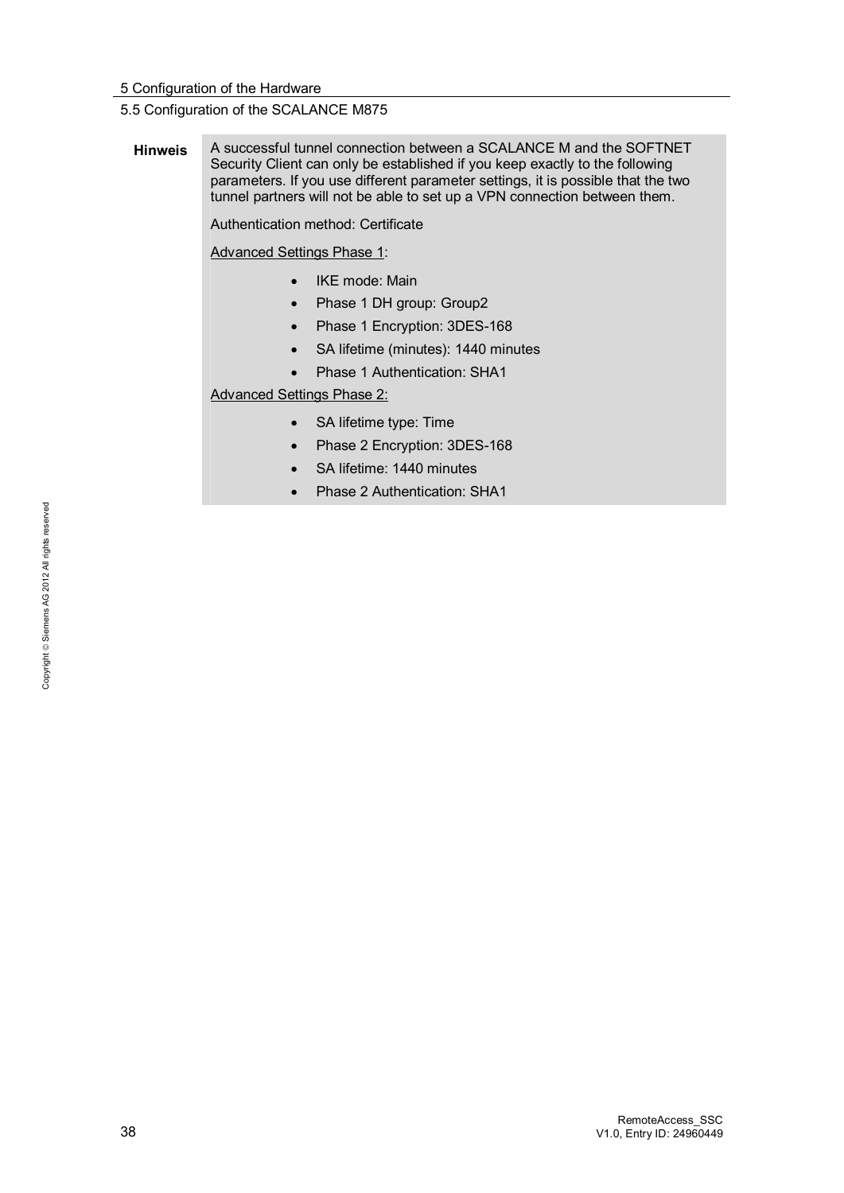**Hinweis** A successful tunnel connection between a SCALANCE M and the SOFTNET Security Client can only be established if you keep exactly to the following parameters. If you use different parameter settings, it is possible that the two tunnel partners will not be able to set up a VPN connection between them.

Authentication method: Certificate

Advanced Settings Phase 1:

- IKE mode: Main
- Phase 1 DH group: Group2
- Phase 1 Encryption: 3DES-168
- SA lifetime (minutes): 1440 minutes
- Phase 1 Authentication: SHA1

Advanced Settings Phase 2:

- SA lifetime type: Time
- Phase 2 Encryption: 3DES-168
- SA lifetime: 1440 minutes
- Phase 2 Authentication: SHA1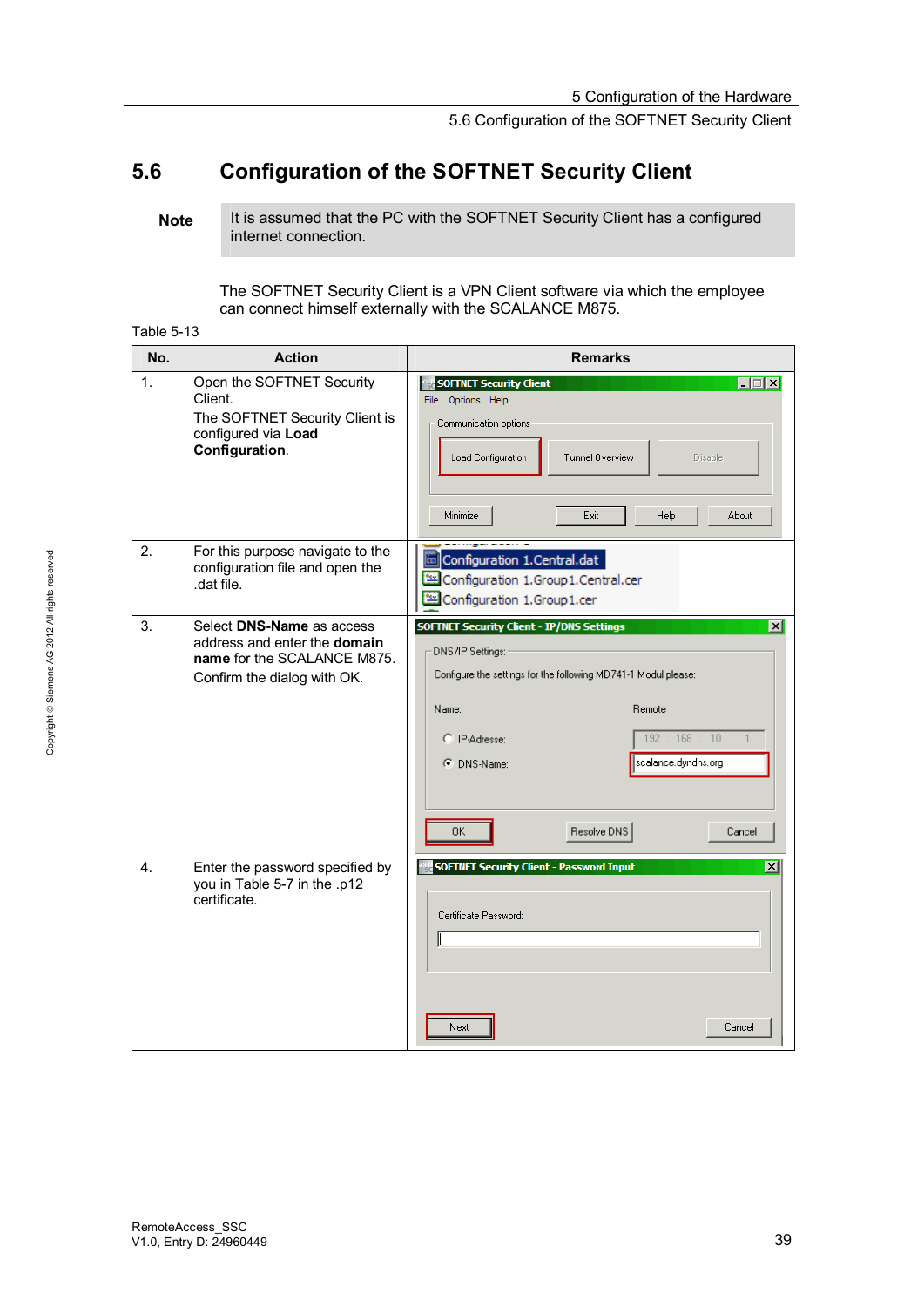## 5.6 Configuration of the SOFTNET Security Client

**Note**

It is assumed that the PC with the SOFTNET Security Client has a configured internet connection.

The SOFTNET Security Client is a VPN Client software via which the employee can connect himself externally with the SCALANCE M875.

Table 5-13

| No. | Action | Remarks |
|---|---|---|
| 1. | Open the SOFTNET Security Client. The SOFTNET Security Client is configured via **Load Configuration**. | |
| 2. | For this purpose navigate to the configuration file and open the .dat file. | |
| 3. | Select **DNS-Name** as access address and enter the **domain name** for the SCALANCE M875. Confirm the dialog with OK. | |
| 4. | Enter the password specified by you in Table 5-7 in the .p12 certificate. | |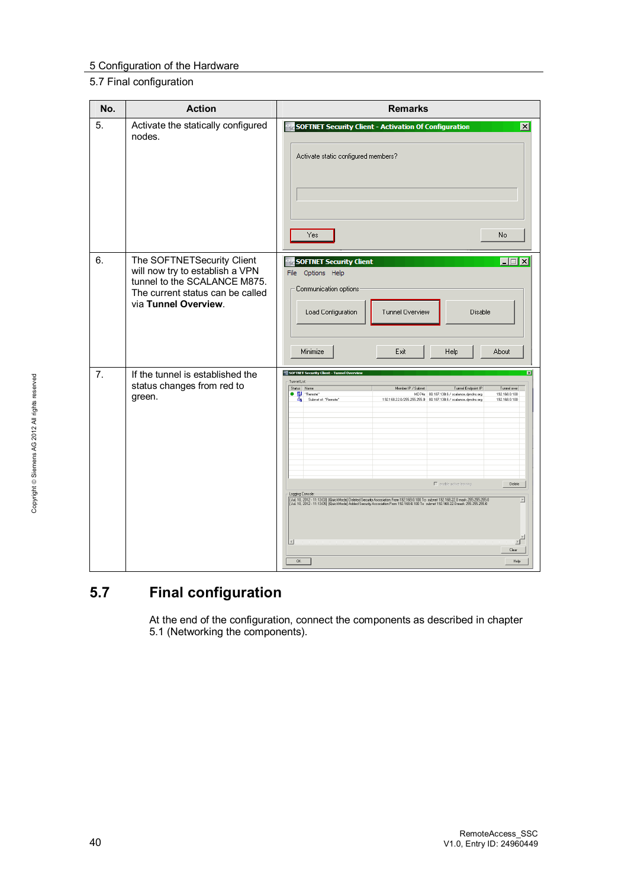| No. | Action | Remarks |
|---|---|---|
| 5. | Activate the statically configured nodes. | |
| 6. | The SOFTNETSecurity Client will now try to establish a VPN tunnel to the SCALANCE M875. The current status can be called via **Tunnel Overview**. | |
| 7. | If the tunnel is established the status changes from red to green. | |

## 5.7 Final configuration

At the end of the configuration, connect the components as described in chapter 5.1 (Networking the components).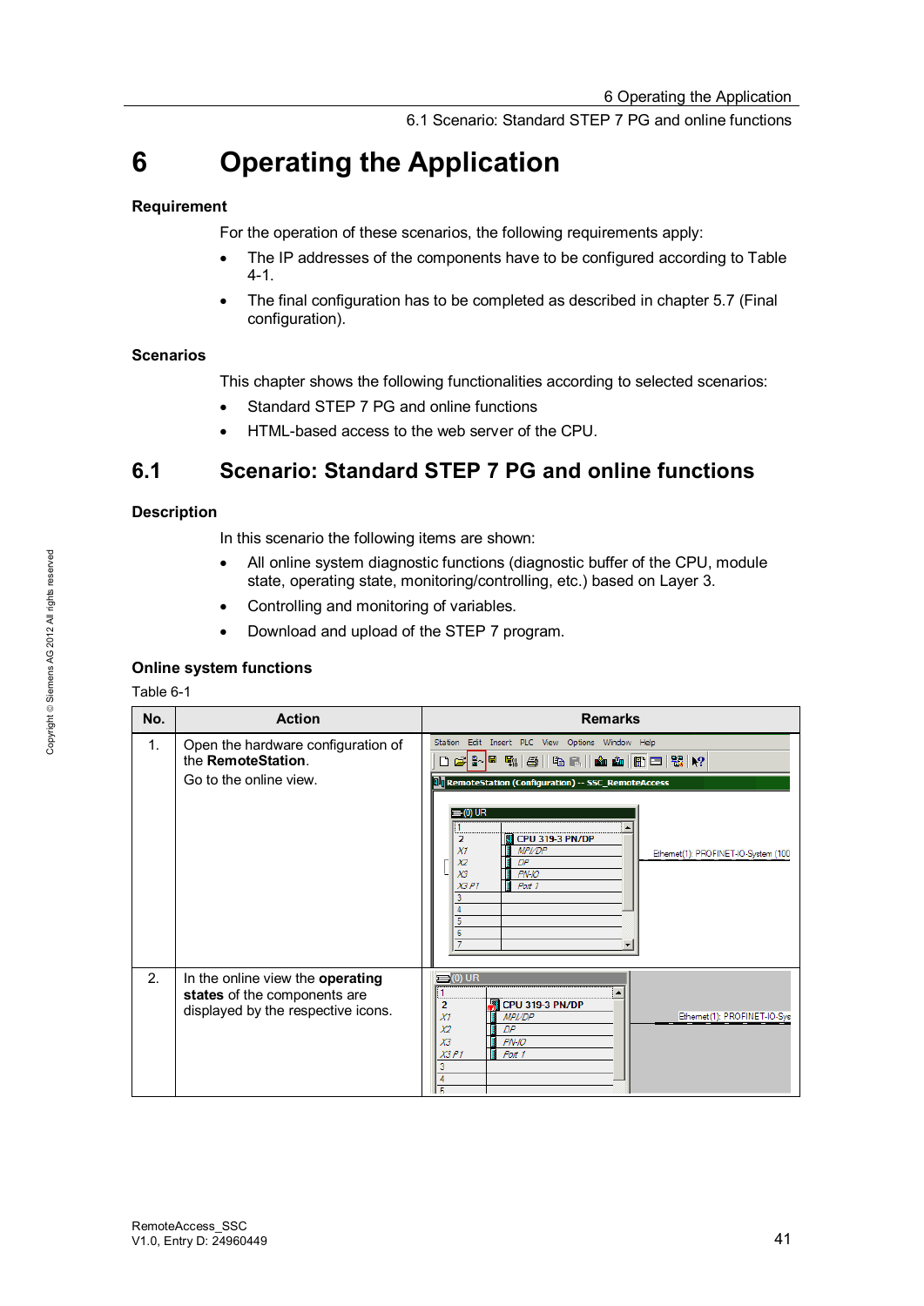# 6 Operating the Application

### Requirement

For the operation of these scenarios, the following requirements apply:

- The IP addresses of the components have to be configured according to Table 4-1.
- The final configuration has to be completed as described in chapter 5.7 (Final configuration).

### Scenarios

This chapter shows the following functionalities according to selected scenarios:

- Standard STEP 7 PG and online functions
- HTML-based access to the web server of the CPU.

## 6.1 Scenario: Standard STEP 7 PG and online functions

### Description

In this scenario the following items are shown:

- All online system diagnostic functions (diagnostic buffer of the CPU, module state, operating state, monitoring/controlling, etc.) based on Layer 3.
- Controlling and monitoring of variables.
- Download and upload of the STEP 7 program.

### Online system functions

Table 6-1

| No. | Action | Remarks |
|---|---|---|
| 1. | Open the hardware configuration of the **RemoteStation**.<br>Go to the online view. | |
| 2. | In the online view the **operating states** of the components are displayed by the respective icons. | |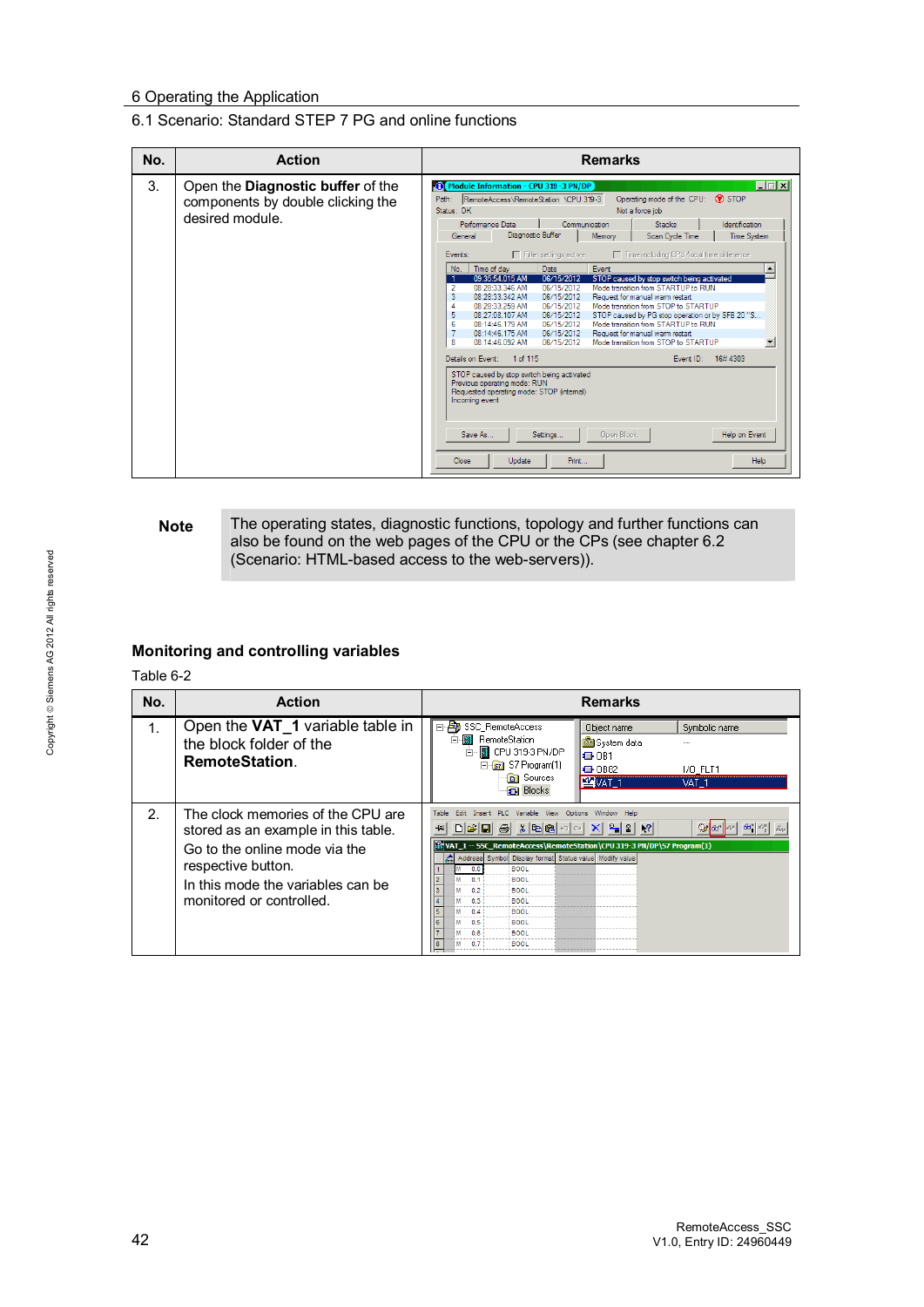| No. | Action | Remarks |
|---|---|---|
| 3. | Open the **Diagnostic buffer** of the components by double clicking the desired module. | |

**Note** The operating states, diagnostic functions, topology and further functions can also be found on the web pages of the CPU or the CPs (see chapter 6.2 (Scenario: HTML-based access to the web-servers)).

### Monitoring and controlling variables

Table 6-2

| No. | Action | Remarks |
|---|---|---|
| 1. | Open the **VAT_1** variable table in the block folder of the **RemoteStation**. | |
| 2. | The clock memories of the CPU are stored as an example in this table.<br>Go to the online mode via the respective button.<br>In this mode the variables can be monitored or controlled. | |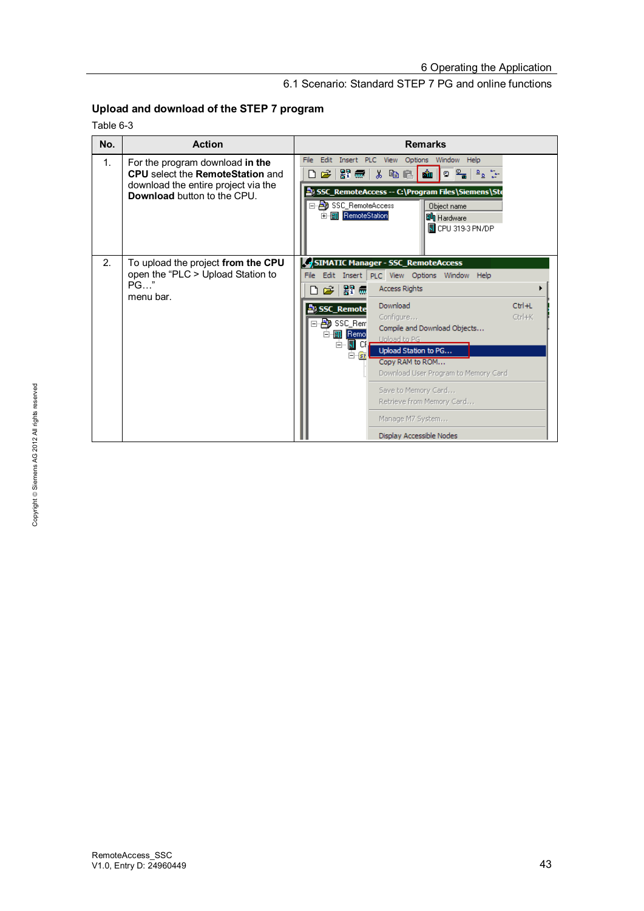### Upload and download of the STEP 7 program

Table 6-3

| No. | Action | Remarks |
|---|---|---|
| 1. | For the program download **in the CPU** select the **RemoteStation** and download the entire project via the **Download** button to the CPU. | |
| 2. | To upload the project **from the CPU** open the “PLC > Upload Station to PG…” menu bar. | |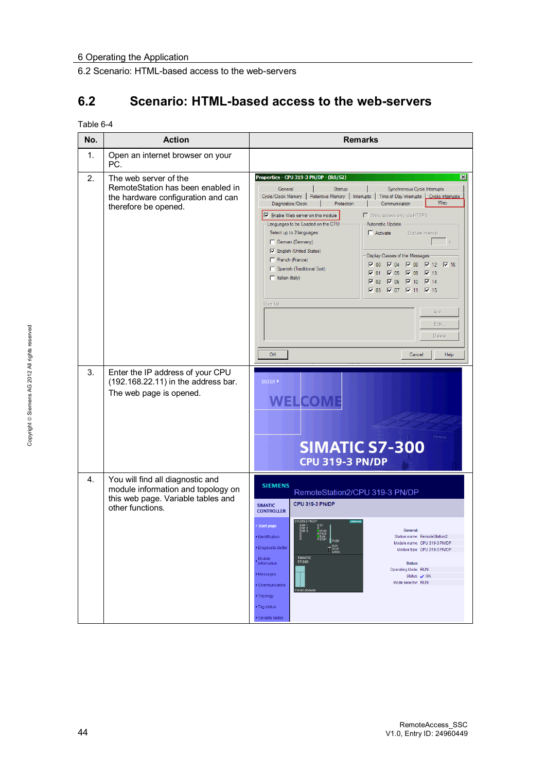## 6.2 Scenario: HTML-based access to the web-servers

Table 6-4

| No. | Action | Remarks |
|---|---|---|
| 1. | Open an internet browser on your PC. | |
| 2. | The web server of the RemoteStation has been enabled in the hardware configuration and can therefore be opened. | |
| 3. | Enter the IP address of your CPU (192.168.22.11) in the address bar. The web page is opened. | |
| 4. | You will find all diagnostic and module information and topology on this web page. Variable tables and other functions. | |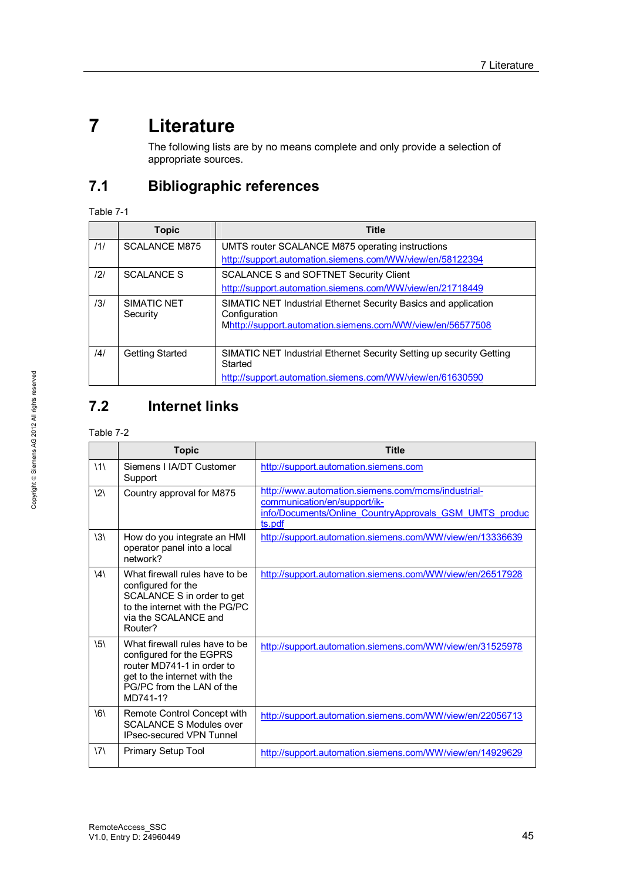# 7 Literature

The following lists are by no means complete and only provide a selection of appropriate sources.

## 7.1 Bibliographic references

Table 7-1

| | Topic | Title |
|---|---|---|
| /1/ | SCALANCE M875 | UMTS router SCALANCE M875 operating instructions<br>http://support.automation.siemens.com/WW/view/en/58122394 |
| /2/ | SCALANCE S | SCALANCE S and SOFTNET Security Client<br>http://support.automation.siemens.com/WW/view/en/21718449 |
| /3/ | SIMATIC NET Security | SIMATIC NET Industrial Ethernet Security Basics and application Configuration<br>Mhttp://support.automation.siemens.com/WW/view/en/56577508 |
| /4/ | Getting Started | SIMATIC NET Industrial Ethernet Security Setting up security Getting Started<br>http://support.automation.siemens.com/WW/view/en/61630590 |

## 7.2 Internet links

Table 7-2

| | Topic | Title |
|---|---|---|
| \1\ | Siemens I IA/DT Customer Support | http://support.automation.siemens.com |
| \2\ | Country approval for M875 | http://www.automation.siemens.com/mcms/industrial-communication/en/support/ik-info/Documents/Online_CountryApprovals_GSM_UMTS_products.pdf |
| \3\ | How do you integrate an HMI operator panel into a local network? | http://support.automation.siemens.com/WW/view/en/13336639 |
| \4\ | What firewall rules have to be configured for the SCALANCE S in order to get to the internet with the PG/PC via the SCALANCE and Router? | http://support.automation.siemens.com/WW/view/en/26517928 |
| \5\ | What firewall rules have to be configured for the EGPRS router MD741-1 in order to get to the internet with the PG/PC from the LAN of the MD741-1? | http://support.automation.siemens.com/WW/view/en/31525978 |
| \6\ | Remote Control Concept with SCALANCE S Modules over IPsec-secured VPN Tunnel | http://support.automation.siemens.com/WW/view/en/22056713 |
| \7\ | Primary Setup Tool | http://support.automation.siemens.com/WW/view/en/14929629 |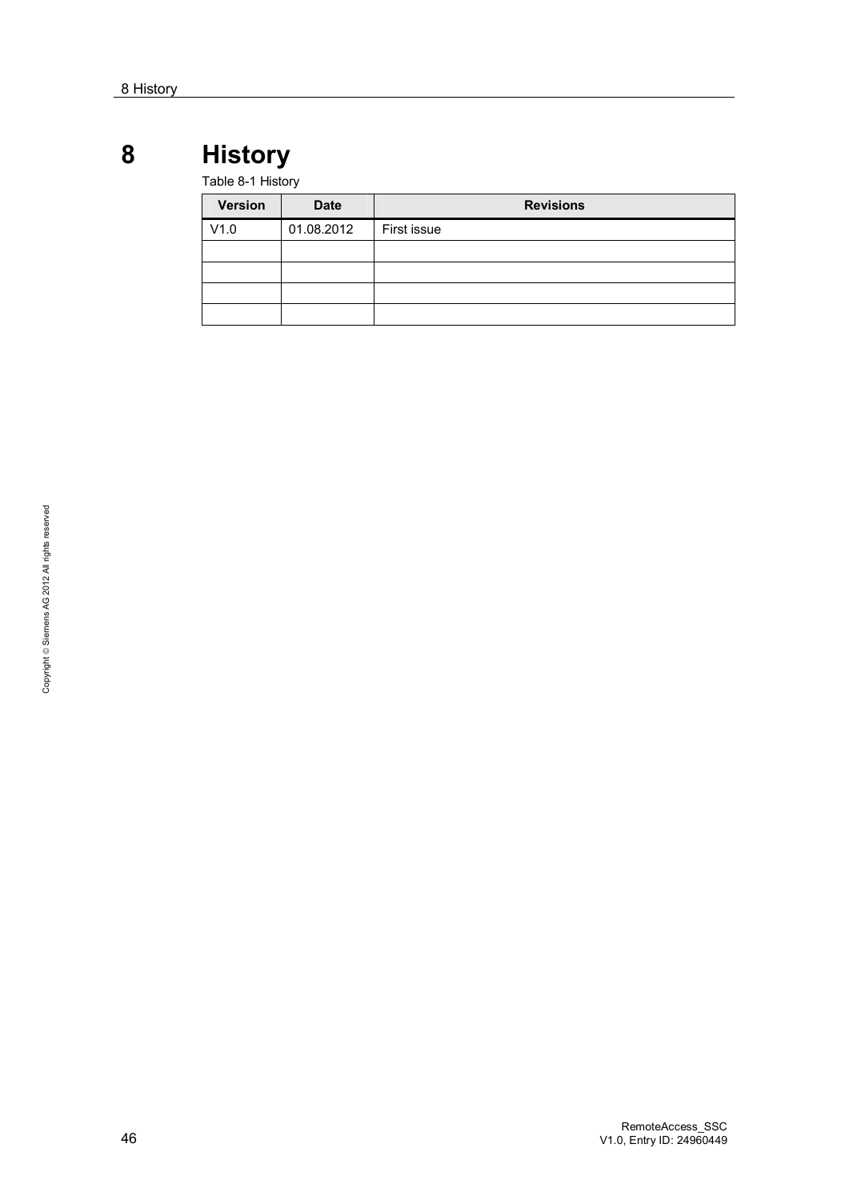# 8 History

Table 8-1 History

| Version | Date | Revisions |
|---|---|---|
| V1.0 | 01.08.2012 | First issue |
| | | |
| | | |
| | | |
| | | |